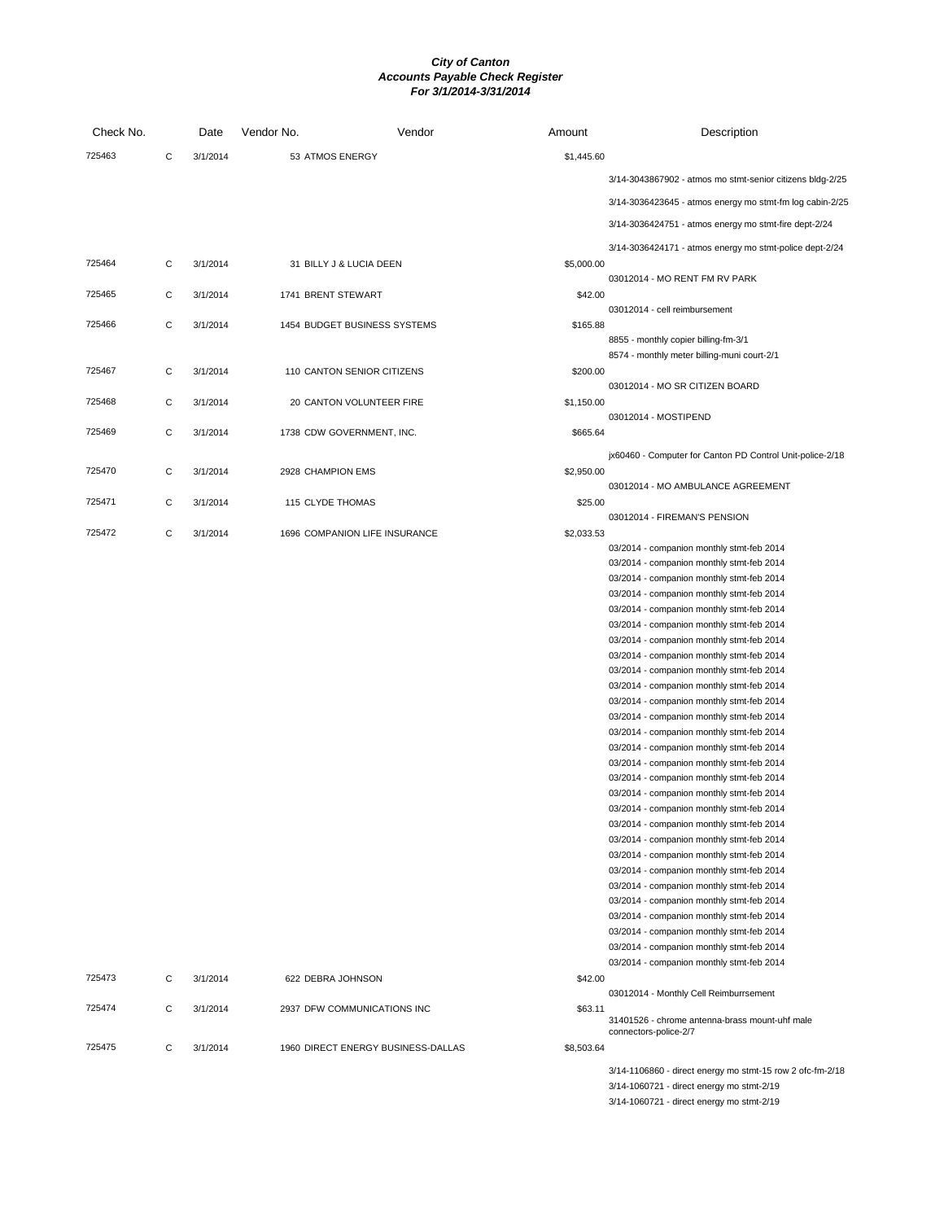# City of Canton
## Accounts Payable Check Register
### For 3/1/2014-3/31/2014

| Check No. | | Date | Vendor No. | Vendor | Amount | Description |
|---|---|---|---|---|---|---|
| 725463 | C | 3/1/2014 | 53 | ATMOS ENERGY | $1,445.60 | |
| | | | | | | 3/14-3043867902 - atmos mo stmt-senior citizens bldg-2/25 |
| | | | | | | 3/14-3036423645 - atmos energy mo stmt-fm log cabin-2/25 |
| | | | | | | 3/14-3036424751 - atmos energy mo stmt-fire dept-2/24 |
| | | | | | | 3/14-3036424171 - atmos energy mo stmt-police dept-2/24 |
| 725464 | C | 3/1/2014 | 31 | BILLY J & LUCIA DEEN | $5,000.00 | |
| | | | | | | 03012014 - MO RENT FM RV PARK |
| 725465 | C | 3/1/2014 | 1741 | BRENT STEWART | $42.00 | |
| | | | | | | 03012014 - cell reimbursement |
| 725466 | C | 3/1/2014 | 1454 | BUDGET BUSINESS SYSTEMS | $165.88 | |
| | | | | | | 8855 - monthly copier billing-fm-3/1 |
| | | | | | | 8574 - monthly meter billing-muni court-2/1 |
| 725467 | C | 3/1/2014 | 110 | CANTON SENIOR CITIZENS | $200.00 | |
| | | | | | | 03012014 - MO SR CITIZEN BOARD |
| 725468 | C | 3/1/2014 | 20 | CANTON VOLUNTEER FIRE | $1,150.00 | |
| | | | | | | 03012014 - MOSTIPEND |
| 725469 | C | 3/1/2014 | 1738 | CDW GOVERNMENT, INC. | $665.64 | |
| | | | | | | jx60460 - Computer for Canton PD Control Unit-police-2/18 |
| 725470 | C | 3/1/2014 | 2928 | CHAMPION EMS | $2,950.00 | |
| | | | | | | 03012014 - MO AMBULANCE AGREEMENT |
| 725471 | C | 3/1/2014 | 115 | CLYDE THOMAS | $25.00 | |
| | | | | | | 03012014 - FIREMAN'S PENSION |
| 725472 | C | 3/1/2014 | 1696 | COMPANION LIFE INSURANCE | $2,033.53 | |
| | | | | | | 03/2014 - companion monthly stmt-feb 2014 |
| | | | | | | 03/2014 - companion monthly stmt-feb 2014 |
| | | | | | | 03/2014 - companion monthly stmt-feb 2014 |
| | | | | | | 03/2014 - companion monthly stmt-feb 2014 |
| | | | | | | 03/2014 - companion monthly stmt-feb 2014 |
| | | | | | | 03/2014 - companion monthly stmt-feb 2014 |
| | | | | | | 03/2014 - companion monthly stmt-feb 2014 |
| | | | | | | 03/2014 - companion monthly stmt-feb 2014 |
| | | | | | | 03/2014 - companion monthly stmt-feb 2014 |
| | | | | | | 03/2014 - companion monthly stmt-feb 2014 |
| | | | | | | 03/2014 - companion monthly stmt-feb 2014 |
| | | | | | | 03/2014 - companion monthly stmt-feb 2014 |
| | | | | | | 03/2014 - companion monthly stmt-feb 2014 |
| | | | | | | 03/2014 - companion monthly stmt-feb 2014 |
| | | | | | | 03/2014 - companion monthly stmt-feb 2014 |
| | | | | | | 03/2014 - companion monthly stmt-feb 2014 |
| | | | | | | 03/2014 - companion monthly stmt-feb 2014 |
| | | | | | | 03/2014 - companion monthly stmt-feb 2014 |
| | | | | | | 03/2014 - companion monthly stmt-feb 2014 |
| | | | | | | 03/2014 - companion monthly stmt-feb 2014 |
| | | | | | | 03/2014 - companion monthly stmt-feb 2014 |
| | | | | | | 03/2014 - companion monthly stmt-feb 2014 |
| | | | | | | 03/2014 - companion monthly stmt-feb 2014 |
| | | | | | | 03/2014 - companion monthly stmt-feb 2014 |
| | | | | | | 03/2014 - companion monthly stmt-feb 2014 |
| | | | | | | 03/2014 - companion monthly stmt-feb 2014 |
| | | | | | | 03/2014 - companion monthly stmt-feb 2014 |
| | | | | | | 03/2014 - companion monthly stmt-feb 2014 |
| 725473 | C | 3/1/2014 | 622 | DEBRA JOHNSON | $42.00 | |
| | | | | | | 03012014 - Monthly Cell Reimburrsement |
| 725474 | C | 3/1/2014 | 2937 | DFW COMMUNICATIONS INC | $63.11 | |
| | | | | | | 31401526 - chrome antenna-brass mount-uhf male connectors-police-2/7 |
| 725475 | C | 3/1/2014 | 1960 | DIRECT ENERGY BUSINESS-DALLAS | $8,503.64 | |
| | | | | | | 3/14-1106860 - direct energy mo stmt-15 row 2 ofc-fm-2/18 |
| | | | | | | 3/14-1060721 - direct energy mo stmt-2/19 |
| | | | | | | 3/14-1060721 - direct energy mo stmt-2/19 |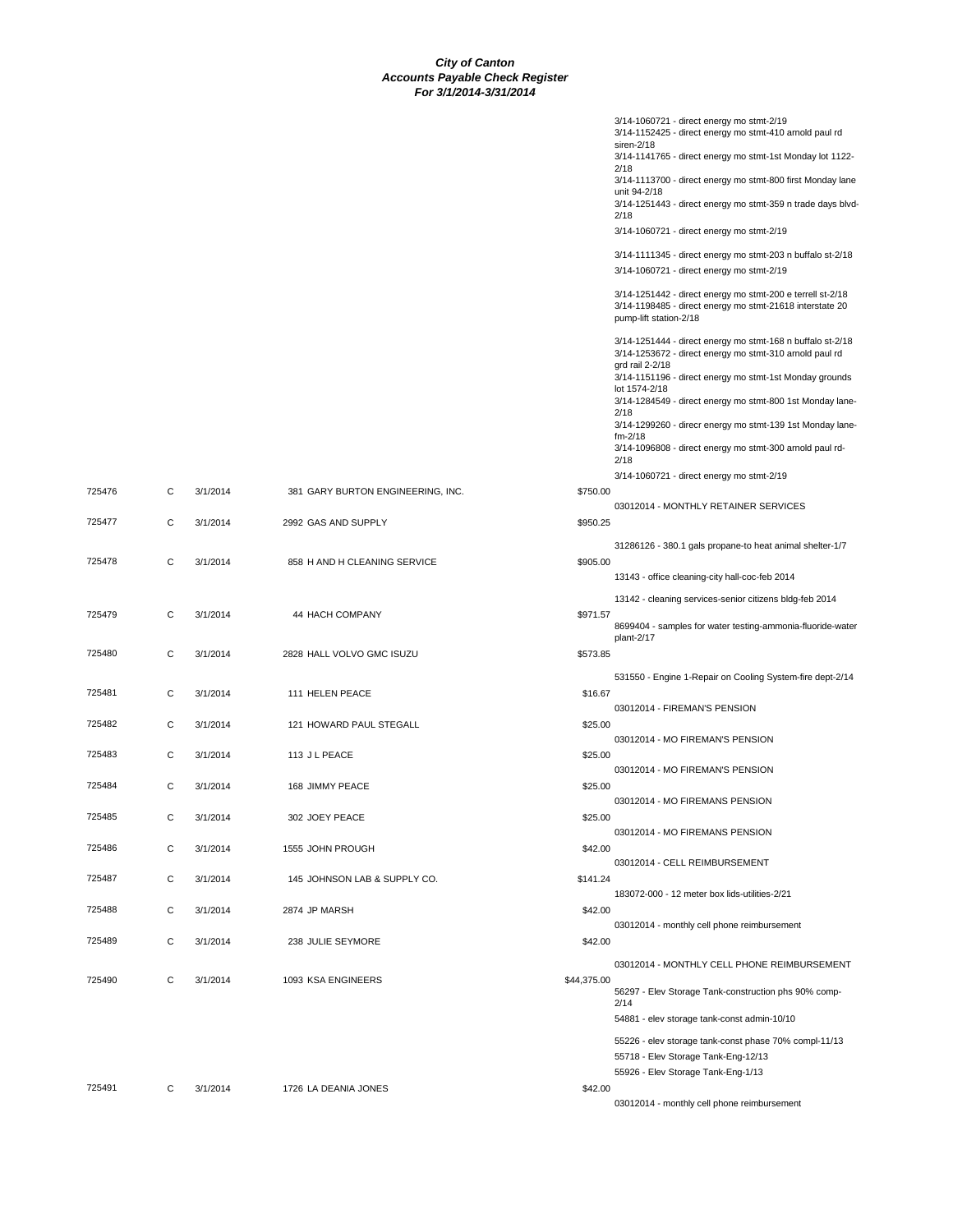# City of Canton
## Accounts Payable Check Register
### For 3/1/2014-3/31/2014

| Check # | Type | Date | Vendor | Amount | Description |
|---|---|---|---|---|---|
| | | | | | 3/14-1060721 - direct energy mo stmt-2/19 |
| | | | | | 3/14-1152425 - direct energy mo stmt-410 arnold paul rd siren-2/18 |
| | | | | | 3/14-1141765 - direct energy mo stmt-1st Monday lot 1122-2/18 |
| | | | | | 3/14-1113700 - direct energy mo stmt-800 first Monday lane unit 94-2/18 |
| | | | | | 3/14-1251443 - direct energy mo stmt-359 n trade days blvd-2/18 |
| | | | | | 3/14-1060721 - direct energy mo stmt-2/19 |
| | | | | | 3/14-1111345 - direct energy mo stmt-203 n buffalo st-2/18 |
| | | | | | 3/14-1060721 - direct energy mo stmt-2/19 |
| | | | | | 3/14-1251442 - direct energy mo stmt-200 e terrell st-2/18 |
| | | | | | 3/14-1198485 - direct energy mo stmt-21618 interstate 20 pump-lift station-2/18 |
| | | | | | 3/14-1251444 - direct energy mo stmt-168 n buffalo st-2/18 |
| | | | | | 3/14-1253672 - direct energy mo stmt-310 arnold paul rd grd rail 2-2/18 |
| | | | | | 3/14-1151196 - direct energy mo stmt-1st Monday grounds lot 1574-2/18 |
| | | | | | 3/14-1284549 - direct energy mo stmt-800 1st Monday lane-2/18 |
| | | | | | 3/14-1299260 - direcr energy mo stmt-139 1st Monday lane-fm-2/18 |
| | | | | | 3/14-1096808 - direct energy mo stmt-300 arnold paul rd-2/18 |
| | | | | | 3/14-1060721 - direct energy mo stmt-2/19 |
| 725476 | C | 3/1/2014 | 381 GARY BURTON ENGINEERING, INC. | $750.00 | |
| | | | | | 03012014 - MONTHLY RETAINER SERVICES |
| 725477 | C | 3/1/2014 | 2992 GAS AND SUPPLY | $950.25 | |
| | | | | | 31286126 - 380.1 gals propane-to heat animal shelter-1/7 |
| 725478 | C | 3/1/2014 | 858 H AND H CLEANING SERVICE | $905.00 | |
| | | | | | 13143 - office cleaning-city hall-coc-feb 2014 |
| | | | | | 13142 - cleaning services-senior citizens bldg-feb 2014 |
| 725479 | C | 3/1/2014 | 44 HACH COMPANY | $971.57 | |
| | | | | | 8699404 - samples for water testing-ammonia-fluoride-water plant-2/17 |
| 725480 | C | 3/1/2014 | 2828 HALL VOLVO GMC ISUZU | $573.85 | |
| | | | | | 531550 - Engine 1-Repair on Cooling System-fire dept-2/14 |
| 725481 | C | 3/1/2014 | 111 HELEN PEACE | $16.67 | |
| | | | | | 03012014 - FIREMAN'S PENSION |
| 725482 | C | 3/1/2014 | 121 HOWARD PAUL STEGALL | $25.00 | |
| | | | | | 03012014 - MO FIREMAN'S PENSION |
| 725483 | C | 3/1/2014 | 113 J L PEACE | $25.00 | |
| | | | | | 03012014 - MO FIREMAN'S PENSION |
| 725484 | C | 3/1/2014 | 168 JIMMY PEACE | $25.00 | |
| | | | | | 03012014 - MO FIREMANS PENSION |
| 725485 | C | 3/1/2014 | 302 JOEY PEACE | $25.00 | |
| | | | | | 03012014 - MO FIREMANS PENSION |
| 725486 | C | 3/1/2014 | 1555 JOHN PROUGH | $42.00 | |
| | | | | | 03012014 - CELL REIMBURSEMENT |
| 725487 | C | 3/1/2014 | 145 JOHNSON LAB & SUPPLY CO. | $141.24 | |
| | | | | | 183072-000 - 12 meter box lids-utilities-2/21 |
| 725488 | C | 3/1/2014 | 2874 JP MARSH | $42.00 | |
| | | | | | 03012014 - monthly cell phone reimbursement |
| 725489 | C | 3/1/2014 | 238 JULIE SEYMORE | $42.00 | |
| | | | | | 03012014 - MONTHLY CELL PHONE REIMBURSEMENT |
| 725490 | C | 3/1/2014 | 1093 KSA ENGINEERS | $44,375.00 | |
| | | | | | 56297 - Elev Storage Tank-construction phs 90% comp-2/14 |
| | | | | | 54881 - elev storage tank-const admin-10/10 |
| | | | | | 55226 - elev storage tank-const phase 70% compl-11/13 |
| | | | | | 55718 - Elev Storage Tank-Eng-12/13 |
| | | | | | 55926 - Elev Storage Tank-Eng-1/13 |
| 725491 | C | 3/1/2014 | 1726 LA DEANIA JONES | $42.00 | |
| | | | | | 03012014 - monthly cell phone reimbursement |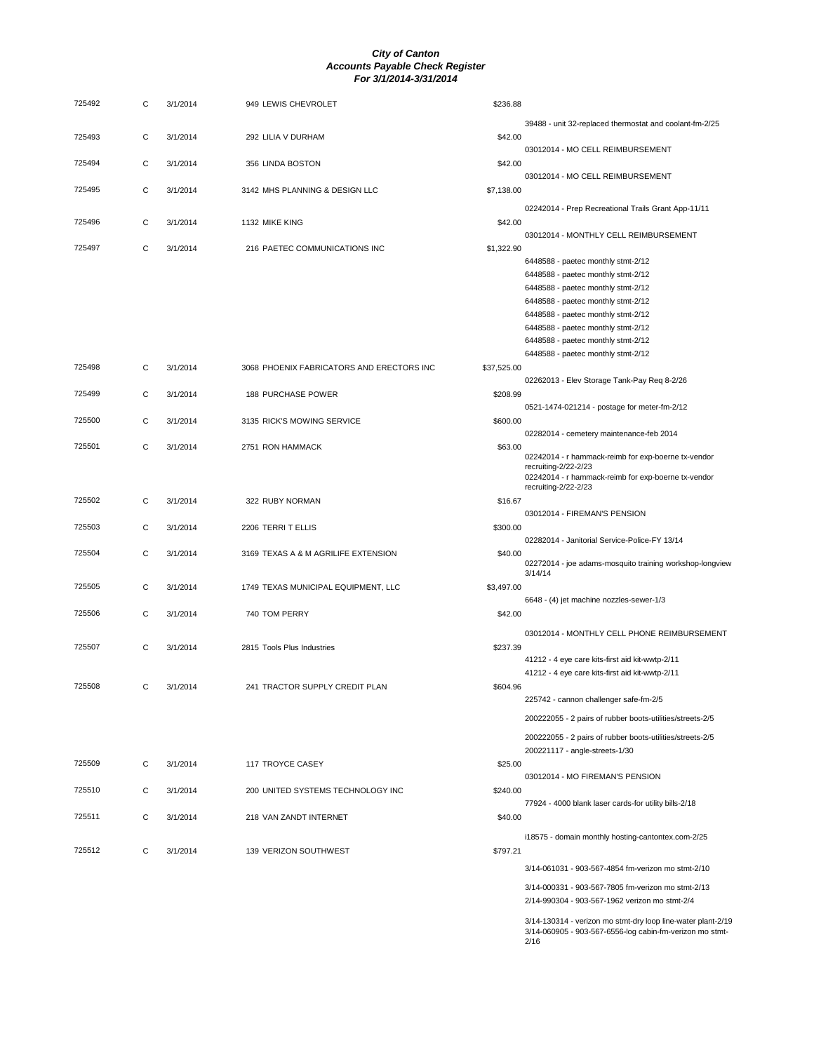# City of Canton
## Accounts Payable Check Register
### For 3/1/2014-3/31/2014

| Check # | Type | Date | Vendor | Amount | Description |
|---|---|---|---|---|---|
| 725492 | C | 3/1/2014 | 949 LEWIS CHEVROLET | $236.88 | |
| | | | | | 39488 - unit 32-replaced thermostat and coolant-fm-2/25 |
| 725493 | C | 3/1/2014 | 292 LILIA V DURHAM | $42.00 | |
| | | | | | 03012014 - MO CELL REIMBURSEMENT |
| 725494 | C | 3/1/2014 | 356 LINDA BOSTON | $42.00 | |
| | | | | | 03012014 - MO CELL REIMBURSEMENT |
| 725495 | C | 3/1/2014 | 3142 MHS PLANNING & DESIGN LLC | $7,138.00 | |
| | | | | | 02242014 - Prep Recreational Trails Grant App-11/11 |
| 725496 | C | 3/1/2014 | 1132 MIKE KING | $42.00 | |
| | | | | | 03012014 - MONTHLY CELL REIMBURSEMENT |
| 725497 | C | 3/1/2014 | 216 PAETEC COMMUNICATIONS INC | $1,322.90 | |
| | | | | | 6448588 - paetec monthly stmt-2/12 |
| | | | | | 6448588 - paetec monthly stmt-2/12 |
| | | | | | 6448588 - paetec monthly stmt-2/12 |
| | | | | | 6448588 - paetec monthly stmt-2/12 |
| | | | | | 6448588 - paetec monthly stmt-2/12 |
| | | | | | 6448588 - paetec monthly stmt-2/12 |
| | | | | | 6448588 - paetec monthly stmt-2/12 |
| | | | | | 6448588 - paetec monthly stmt-2/12 |
| 725498 | C | 3/1/2014 | 3068 PHOENIX FABRICATORS AND ERECTORS INC | $37,525.00 | |
| | | | | | 02262013 - Elev Storage Tank-Pay Req 8-2/26 |
| 725499 | C | 3/1/2014 | 188 PURCHASE POWER | $208.99 | |
| | | | | | 0521-1474-021214 - postage for meter-fm-2/12 |
| 725500 | C | 3/1/2014 | 3135 RICK'S MOWING SERVICE | $600.00 | |
| | | | | | 02282014 - cemetery maintenance-feb 2014 |
| 725501 | C | 3/1/2014 | 2751 RON HAMMACK | $63.00 | |
| | | | | | 02242014 - r hammack-reimb for exp-boerne tx-vendor recruiting-2/22-2/23 |
| | | | | | 02242014 - r hammack-reimb for exp-boerne tx-vendor recruiting-2/22-2/23 |
| 725502 | C | 3/1/2014 | 322 RUBY NORMAN | $16.67 | |
| | | | | | 03012014 - FIREMAN'S PENSION |
| 725503 | C | 3/1/2014 | 2206 TERRI T ELLIS | $300.00 | |
| | | | | | 02282014 - Janitorial Service-Police-FY 13/14 |
| 725504 | C | 3/1/2014 | 3169 TEXAS A & M AGRILIFE EXTENSION | $40.00 | |
| | | | | | 02272014 - joe adams-mosquito training workshop-longview 3/14/14 |
| 725505 | C | 3/1/2014 | 1749 TEXAS MUNICIPAL EQUIPMENT, LLC | $3,497.00 | |
| | | | | | 6648 - (4) jet machine nozzles-sewer-1/3 |
| 725506 | C | 3/1/2014 | 740 TOM PERRY | $42.00 | |
| | | | | | 03012014 - MONTHLY CELL PHONE REIMBURSEMENT |
| 725507 | C | 3/1/2014 | 2815 Tools Plus Industries | $237.39 | |
| | | | | | 41212 - 4 eye care kits-first aid kit-wwtp-2/11 |
| | | | | | 41212 - 4 eye care kits-first aid kit-wwtp-2/11 |
| 725508 | C | 3/1/2014 | 241 TRACTOR SUPPLY CREDIT PLAN | $604.96 | |
| | | | | | 225742 - cannon challenger safe-fm-2/5 |
| | | | | | 200222055 - 2 pairs of rubber boots-utilities/streets-2/5 |
| | | | | | 200222055 - 2 pairs of rubber boots-utilities/streets-2/5 |
| | | | | | 200221117 - angle-streets-1/30 |
| 725509 | C | 3/1/2014 | 117 TROYCE CASEY | $25.00 | |
| | | | | | 03012014 - MO FIREMAN'S PENSION |
| 725510 | C | 3/1/2014 | 200 UNITED SYSTEMS TECHNOLOGY INC | $240.00 | |
| | | | | | 77924 - 4000 blank laser cards-for utility bills-2/18 |
| 725511 | C | 3/1/2014 | 218 VAN ZANDT INTERNET | $40.00 | |
| | | | | | i18575 - domain monthly hosting-cantontex.com-2/25 |
| 725512 | C | 3/1/2014 | 139 VERIZON SOUTHWEST | $797.21 | |
| | | | | | 3/14-061031 - 903-567-4854 fm-verizon mo stmt-2/10 |
| | | | | | 3/14-000331 - 903-567-7805 fm-verizon mo stmt-2/13 |
| | | | | | 2/14-990304 - 903-567-1962 verizon mo stmt-2/4 |
| | | | | | 3/14-130314 - verizon mo stmt-dry loop line-water plant-2/19 |
| | | | | | 3/14-060905 - 903-567-6556-log cabin-fm-verizon mo stmt-2/16 |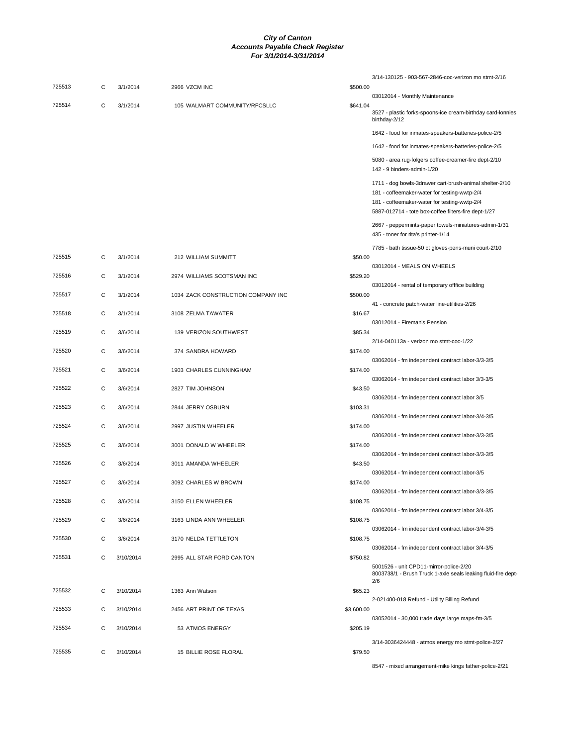# City of Canton
## Accounts Payable Check Register
### For 3/1/2014-3/31/2014

| Check # | Type | Date | Vendor | Amount | Description |
|---|---|---|---|---|---|
| | | | | | 3/14-130125 - 903-567-2846-coc-verizon mo stmt-2/16 |
| 725513 | C | 3/1/2014 | 2966 VZCM INC | $500.00 | |
| | | | | | 03012014 - Monthly Maintenance |
| 725514 | C | 3/1/2014 | 105 WALMART COMMUNITY/RFCSLLC | $641.04 | |
| | | | | | 3527 - plastic forks-spoons-ice cream-birthday card-lonnies birthday-2/12 |
| | | | | | 1642 - food for inmates-speakers-batteries-police-2/5 |
| | | | | | 1642 - food for inmates-speakers-batteries-police-2/5 |
| | | | | | 5080 - area rug-folgers coffee-creamer-fire dept-2/10 |
| | | | | | 142 - 9 binders-admin-1/20 |
| | | | | | 1711 - dog bowls-3drawer cart-brush-animal shelter-2/10 |
| | | | | | 181 - coffeemaker-water for testing-wwtp-2/4 |
| | | | | | 181 - coffeemaker-water for testing-wwtp-2/4 |
| | | | | | 5887-012714 - tote box-coffee filters-fire dept-1/27 |
| | | | | | 2667 - peppermints-paper towels-miniatures-admin-1/31 |
| | | | | | 435 - toner for rita's printer-1/14 |
| | | | | | 7785 - bath tissue-50 ct gloves-pens-muni court-2/10 |
| 725515 | C | 3/1/2014 | 212 WILLIAM SUMMITT | $50.00 | |
| | | | | | 03012014 - MEALS ON WHEELS |
| 725516 | C | 3/1/2014 | 2974 WILLIAMS SCOTSMAN INC | $529.20 | |
| | | | | | 03012014 - rental of temporary offfice building |
| 725517 | C | 3/1/2014 | 1034 ZACK CONSTRUCTION COMPANY INC | $500.00 | |
| | | | | | 41 - concrete patch-water line-utilities-2/26 |
| 725518 | C | 3/1/2014 | 3108 ZELMA TAWATER | $16.67 | |
| | | | | | 03012014 - Fireman's Pension |
| 725519 | C | 3/6/2014 | 139 VERIZON SOUTHWEST | $85.34 | |
| | | | | | 2/14-040113a - verizon mo stmt-coc-1/22 |
| 725520 | C | 3/6/2014 | 374 SANDRA HOWARD | $174.00 | |
| | | | | | 03062014 - fm independent contract labor-3/3-3/5 |
| 725521 | C | 3/6/2014 | 1903 CHARLES CUNNINGHAM | $174.00 | |
| | | | | | 03062014 - fm independent contract labor 3/3-3/5 |
| 725522 | C | 3/6/2014 | 2827 TIM JOHNSON | $43.50 | |
| | | | | | 03062014 - fm independent contract labor 3/5 |
| 725523 | C | 3/6/2014 | 2844 JERRY OSBURN | $103.31 | |
| | | | | | 03062014 - fm independent contract labor-3/4-3/5 |
| 725524 | C | 3/6/2014 | 2997 JUSTIN WHEELER | $174.00 | |
| | | | | | 03062014 - fm independent contract labor-3/3-3/5 |
| 725525 | C | 3/6/2014 | 3001 DONALD W WHEELER | $174.00 | |
| | | | | | 03062014 - fm independent contract labor-3/3-3/5 |
| 725526 | C | 3/6/2014 | 3011 AMANDA WHEELER | $43.50 | |
| | | | | | 03062014 - fm independent contract labor-3/5 |
| 725527 | C | 3/6/2014 | 3092 CHARLES W BROWN | $174.00 | |
| | | | | | 03062014 - fm independent contract labor-3/3-3/5 |
| 725528 | C | 3/6/2014 | 3150 ELLEN WHEELER | $108.75 | |
| | | | | | 03062014 - fm independent contract labor 3/4-3/5 |
| 725529 | C | 3/6/2014 | 3163 LINDA ANN WHEELER | $108.75 | |
| | | | | | 03062014 - fm independent contract labor-3/4-3/5 |
| 725530 | C | 3/6/2014 | 3170 NELDA TETTLETON | $108.75 | |
| | | | | | 03062014 - fm independent contract labor 3/4-3/5 |
| 725531 | C | 3/10/2014 | 2995 ALL STAR FORD CANTON | $750.82 | |
| | | | | | 5001526 - unit CPD11-mirror-police-2/20 |
| | | | | | 8003738/1 - Brush Truck 1-axle seals leaking fluid-fire dept-2/6 |
| 725532 | C | 3/10/2014 | 1363 Ann Watson | $65.23 | |
| | | | | | 2-021400-018 Refund - Utility Billing Refund |
| 725533 | C | 3/10/2014 | 2456 ART PRINT OF TEXAS | $3,600.00 | |
| | | | | | 03052014 - 30,000 trade days large maps-fm-3/5 |
| 725534 | C | 3/10/2014 | 53 ATMOS ENERGY | $205.19 | |
| | | | | | 3/14-3036424448 - atmos energy mo stmt-police-2/27 |
| 725535 | C | 3/10/2014 | 15 BILLIE ROSE FLORAL | $79.50 | |
| | | | | | 8547 - mixed arrangement-mike kings father-police-2/21 |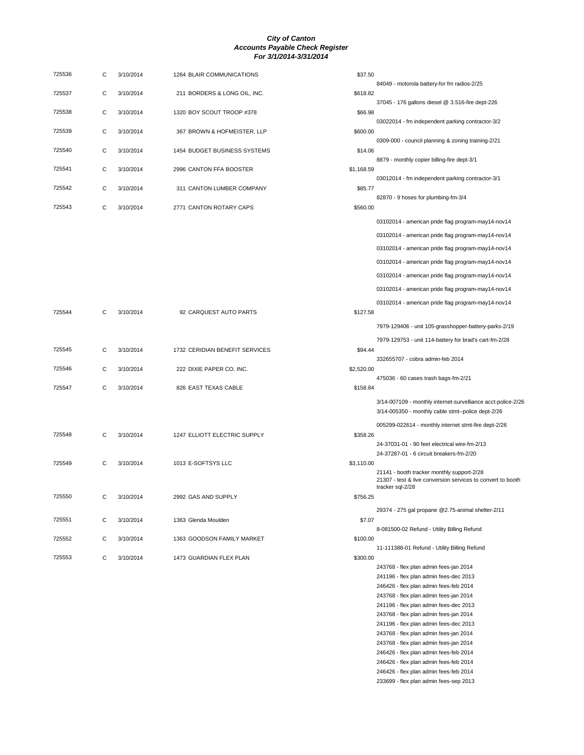# City of Canton
## Accounts Payable Check Register
### For 3/1/2014-3/31/2014

| Check # | Type | Date | Vendor | Amount | Description |
|---|---|---|---|---|---|
| 725536 | C | 3/10/2014 | 1264 BLAIR COMMUNICATIONS | $37.50 | 84049 - motorola battery-for fm radios-2/25 |
| 725537 | C | 3/10/2014 | 211 BORDERS & LONG OIL, INC. | $618.82 | 37045 - 176 gallons diesel @ 3.516-fire dept-226 |
| 725538 | C | 3/10/2014 | 1320 BOY SCOUT TROOP #378 | $66.98 | 03022014 - fm independent parking contractor-3/2 |
| 725539 | C | 3/10/2014 | 367 BROWN & HOFMEISTER, LLP | $600.00 | 0309-000 - council planning & zoning training-2/21 |
| 725540 | C | 3/10/2014 | 1454 BUDGET BUSINESS SYSTEMS | $14.06 | 8879 - monthly copier billing-fire dept-3/1 |
| 725541 | C | 3/10/2014 | 2996 CANTON FFA BOOSTER | $1,168.59 | 03012014 - fm independent parking contractor-3/1 |
| 725542 | C | 3/10/2014 | 311 CANTON LUMBER COMPANY | $85.77 | 82870 - 9 hoses for plumbing-fm-3/4 |
| 725543 | C | 3/10/2014 | 2771 CANTON ROTARY CAPS | $560.00 | 03102014 - american pride flag program-may14-nov14 |
| | | | | | 03102014 - american pride flag program-may14-nov14 |
| | | | | | 03102014 - american pride flag program-may14-nov14 |
| | | | | | 03102014 - american pride flag program-may14-nov14 |
| | | | | | 03102014 - american pride flag program-may14-nov14 |
| | | | | | 03102014 - american pride flag program-may14-nov14 |
| | | | | | 03102014 - american pride flag program-may14-nov14 |
| 725544 | C | 3/10/2014 | 92 CARQUEST AUTO PARTS | $127.58 | 7979-129406 - unit 105-grasshopper-battery-parks-2/19 |
| | | | | | 7979-129753 - unit 114-battery for brad's cart-fm-2/28 |
| 725545 | C | 3/10/2014 | 1732 CERIDIAN BENEFIT SERVICES | $94.44 | 332655707 - cobra admin-feb 2014 |
| 725546 | C | 3/10/2014 | 222 DIXIE PAPER CO. INC. | $2,520.00 | 475036 - 60 cases trash bags-fm-2/21 |
| 725547 | C | 3/10/2014 | 826 EAST TEXAS CABLE | $158.84 | 3/14-007109 - monthly internet-survelliance acct-police-2/26 |
| | | | | | 3/14-005350 - monthly cable stmt--police dept-2/26 |
| | | | | | 005299-022614 - monthly internet stmt-fire dept-2/26 |
| 725548 | C | 3/10/2014 | 1247 ELLIOTT ELECTRIC SUPPLY | $358.26 | 24-37031-01 - 90 feet electrical wire-fm-2/13 |
| | | | | | 24-37287-01 - 6 circuit breakers-fm-2/20 |
| 725549 | C | 3/10/2014 | 1013 E-SOFTSYS LLC | $3,110.00 | 21141 - booth tracker monthly support-2/28 |
| | | | | | 21307 - test & live conversion services to convert to booth tracker sql-2/28 |
| 725550 | C | 3/10/2014 | 2992 GAS AND SUPPLY | $756.25 | 29374 - 275 gal propane @2.75-animal shelter-2/11 |
| 725551 | C | 3/10/2014 | 1363 Glenda Moulden | $7.07 | 8-081500-02 Refund - Utility Billing Refund |
| 725552 | C | 3/10/2014 | 1363 GOODSON FAMILY MARKET | $100.00 | 11-111388-01 Refund - Utility Billing Refund |
| 725553 | C | 3/10/2014 | 1473 GUARDIAN FLEX PLAN | $300.00 | 243768 - flex plan admin fees-jan 2014 |
| | | | | | 241196 - flex plan admin fees-dec 2013 |
| | | | | | 246426 - flex plan admin fees-feb 2014 |
| | | | | | 243768 - flex plan admin fees-jan 2014 |
| | | | | | 241196 - flex plan admin fees-dec 2013 |
| | | | | | 243768 - flex plan admin fees-jan 2014 |
| | | | | | 241196 - flex plan admin fees-dec 2013 |
| | | | | | 243768 - flex plan admin fees-jan 2014 |
| | | | | | 243768 - flex plan admin fees-jan 2014 |
| | | | | | 246426 - flex plan admin fees-feb 2014 |
| | | | | | 246426 - flex plan admin fees-feb 2014 |
| | | | | | 246426 - flex plan admin fees-feb 2014 |
| | | | | | 233699 - flex plan admin fees-sep 2013 |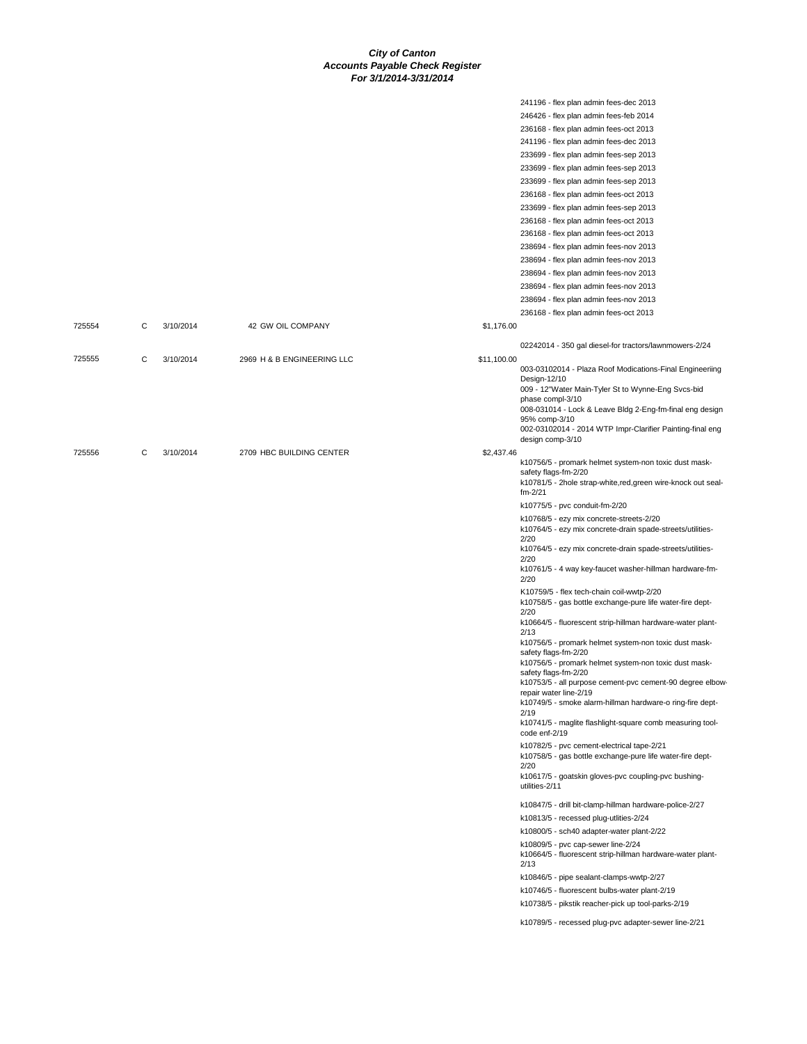# City of Canton
## Accounts Payable Check Register
### For 3/1/2014-3/31/2014

| Check # | Type | Date | Vendor | Amount | Description |
|---|---|---|---|---|---|
| | | | | | 241196 - flex plan admin fees-dec 2013 |
| | | | | | 246426 - flex plan admin fees-feb 2014 |
| | | | | | 236168 - flex plan admin fees-oct 2013 |
| | | | | | 241196 - flex plan admin fees-dec 2013 |
| | | | | | 233699 - flex plan admin fees-sep 2013 |
| | | | | | 233699 - flex plan admin fees-sep 2013 |
| | | | | | 233699 - flex plan admin fees-sep 2013 |
| | | | | | 236168 - flex plan admin fees-oct 2013 |
| | | | | | 233699 - flex plan admin fees-sep 2013 |
| | | | | | 236168 - flex plan admin fees-oct 2013 |
| | | | | | 236168 - flex plan admin fees-oct 2013 |
| | | | | | 238694 - flex plan admin fees-nov 2013 |
| | | | | | 238694 - flex plan admin fees-nov 2013 |
| | | | | | 238694 - flex plan admin fees-nov 2013 |
| | | | | | 238694 - flex plan admin fees-nov 2013 |
| | | | | | 238694 - flex plan admin fees-nov 2013 |
| | | | | | 236168 - flex plan admin fees-oct 2013 |
| 725554 | C | 3/10/2014 | 42 GW OIL COMPANY | $1,176.00 | |
| | | | | | 02242014 - 350 gal diesel-for tractors/lawnmowers-2/24 |
| 725555 | C | 3/10/2014 | 2969 H & B ENGINEERING LLC | $11,100.00 | |
| | | | | | 003-03102014 - Plaza Roof Modications-Final Engineeriing Design-12/10 |
| | | | | | 009 - 12"Water Main-Tyler St to Wynne-Eng Svcs-bid phase compl-3/10 |
| | | | | | 008-031014 - Lock & Leave Bldg 2-Eng-fm-final eng design 95% comp-3/10 |
| | | | | | 002-03102014 - 2014 WTP Impr-Clarifier Painting-final eng design comp-3/10 |
| 725556 | C | 3/10/2014 | 2709 HBC BUILDING CENTER | $2,437.46 | |
| | | | | | k10756/5 - promark helmet system-non toxic dust mask-safety flags-fm-2/20 |
| | | | | | k10781/5 - 2hole strap-white,red,green wire-knock out seal-fm-2/21 |
| | | | | | k10775/5 - pvc conduit-fm-2/20 |
| | | | | | k10768/5 - ezy mix concrete-streets-2/20 |
| | | | | | k10764/5 - ezy mix concrete-drain spade-streets/utilities-2/20 |
| | | | | | k10764/5 - ezy mix concrete-drain spade-streets/utilities-2/20 |
| | | | | | k10761/5 - 4 way key-faucet washer-hillman hardware-fm-2/20 |
| | | | | | K10759/5 - flex tech-chain coil-wwtp-2/20 |
| | | | | | k10758/5 - gas bottle exchange-pure life water-fire dept-2/20 |
| | | | | | k10664/5 - fluorescent strip-hillman hardware-water plant-2/13 |
| | | | | | k10756/5 - promark helmet system-non toxic dust mask-safety flags-fm-2/20 |
| | | | | | k10756/5 - promark helmet system-non toxic dust mask-safety flags-fm-2/20 |
| | | | | | k10753/5 - all purpose cement-pvc cement-90 degree elbow-repair water line-2/19 |
| | | | | | k10749/5 - smoke alarm-hillman hardware-o ring-fire dept-2/19 |
| | | | | | k10741/5 - maglite flashlight-square comb measuring tool-code enf-2/19 |
| | | | | | k10782/5 - pvc cement-electrical tape-2/21 |
| | | | | | k10758/5 - gas bottle exchange-pure life water-fire dept-2/20 |
| | | | | | k10617/5 - goatskin gloves-pvc coupling-pvc bushing-utilities-2/11 |
| | | | | | k10847/5 - drill bit-clamp-hillman hardware-police-2/27 |
| | | | | | k10813/5 - recessed plug-utlities-2/24 |
| | | | | | k10800/5 - sch40 adapter-water plant-2/22 |
| | | | | | k10809/5 - pvc cap-sewer line-2/24 |
| | | | | | k10664/5 - fluorescent strip-hillman hardware-water plant-2/13 |
| | | | | | k10846/5 - pipe sealant-clamps-wwtp-2/27 |
| | | | | | k10746/5 - fluorescent bulbs-water plant-2/19 |
| | | | | | k10738/5 - pikstik reacher-pick up tool-parks-2/19 |
| | | | | | k10789/5 - recessed plug-pvc adapter-sewer line-2/21 |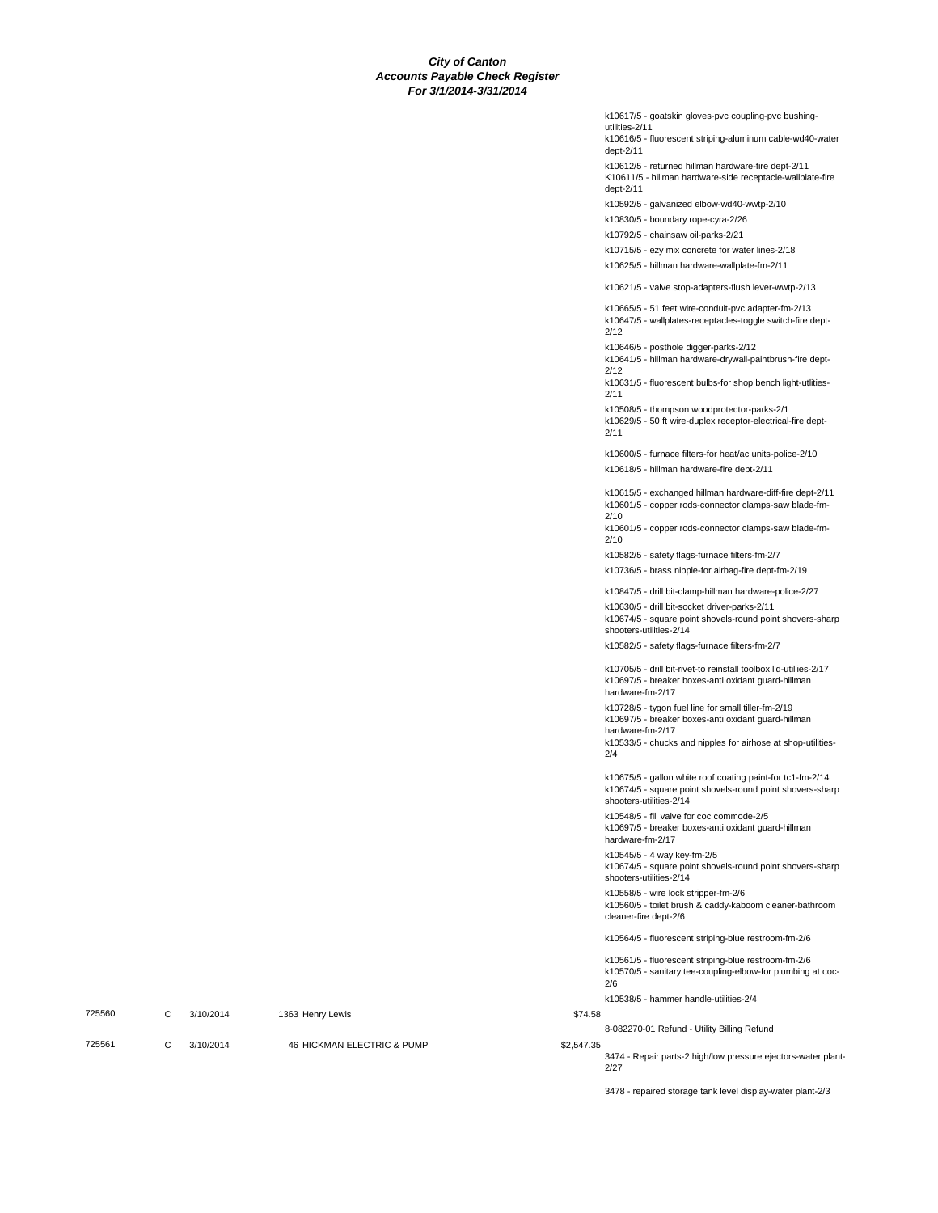**City of Canton**
**Accounts Payable Check Register**
**For 3/1/2014-3/31/2014**

k10617/5 - goatskin gloves-pvc coupling-pvc bushing-utilities-2/11
k10616/5 - fluorescent striping-aluminum cable-wd40-water dept-2/11
k10612/5 - returned hillman hardware-fire dept-2/11
K10611/5 - hillman hardware-side receptacle-wallplate-fire dept-2/11
k10592/5 - galvanized elbow-wd40-wwtp-2/10
k10830/5 - boundary rope-cyra-2/26
k10792/5 - chainsaw oil-parks-2/21
k10715/5 - ezy mix concrete for water lines-2/18
k10625/5 - hillman hardware-wallplate-fm-2/11
k10621/5 - valve stop-adapters-flush lever-wwtp-2/13
k10665/5 - 51 feet wire-conduit-pvc adapter-fm-2/13
k10647/5 - wallplates-receptacles-toggle switch-fire dept-2/12
k10646/5 - posthole digger-parks-2/12
k10641/5 - hillman hardware-drywall-paintbrush-fire dept-2/12
k10631/5 - fluorescent bulbs-for shop bench light-utlities-2/11
k10508/5 - thompson woodprotector-parks-2/1
k10629/5 - 50 ft wire-duplex receptor-electrical-fire dept-2/11
k10600/5 - furnace filters-for heat/ac units-police-2/10
k10618/5 - hillman hardware-fire dept-2/11
k10615/5 - exchanged hillman hardware-diff-fire dept-2/11
k10601/5 - copper rods-connector clamps-saw blade-fm-2/10
k10601/5 - copper rods-connector clamps-saw blade-fm-2/10
k10582/5 - safety flags-furnace filters-fm-2/7
k10736/5 - brass nipple-for airbag-fire dept-fm-2/19
k10847/5 - drill bit-clamp-hillman hardware-police-2/27
k10630/5 - drill bit-socket driver-parks-2/11
k10674/5 - square point shovels-round point shovers-sharp shooters-utilities-2/14
k10582/5 - safety flags-furnace filters-fm-2/7
k10705/5 - drill bit-rivet-to reinstall toolbox lid-utiliies-2/17
k10697/5 - breaker boxes-anti oxidant guard-hillman hardware-fm-2/17
k10728/5 - tygon fuel line for small tiller-fm-2/19
k10697/5 - breaker boxes-anti oxidant guard-hillman hardware-fm-2/17
k10533/5 - chucks and nipples for airhose at shop-utilities-2/4
k10675/5 - gallon white roof coating paint-for tc1-fm-2/14
k10674/5 - square point shovels-round point shovers-sharp shooters-utilities-2/14
k10548/5 - fill valve for coc commode-2/5
k10697/5 - breaker boxes-anti oxidant guard-hillman hardware-fm-2/17
k10545/5 - 4 way key-fm-2/5
k10674/5 - square point shovels-round point shovers-sharp shooters-utilities-2/14
k10558/5 - wire lock stripper-fm-2/6
k10560/5 - toilet brush & caddy-kaboom cleaner-bathroom cleaner-fire dept-2/6
k10564/5 - fluorescent striping-blue restroom-fm-2/6
k10561/5 - fluorescent striping-blue restroom-fm-2/6
k10570/5 - sanitary tee-coupling-elbow-for plumbing at coc-2/6
k10538/5 - hammer handle-utilities-2/4

| Check # | Type | Date | Vendor | Amount | Description |
|---|---|---|---|---|---|
| 725560 | C | 3/10/2014 | 1363 Henry Lewis | $74.58 | 8-082270-01 Refund - Utility Billing Refund |
| 725561 | C | 3/10/2014 | 46 HICKMAN ELECTRIC & PUMP | $2,547.35 | 3474 - Repair parts-2 high/low pressure ejectors-water plant-2/27 |
| | | | | | 3478 - repaired storage tank level display-water plant-2/3 |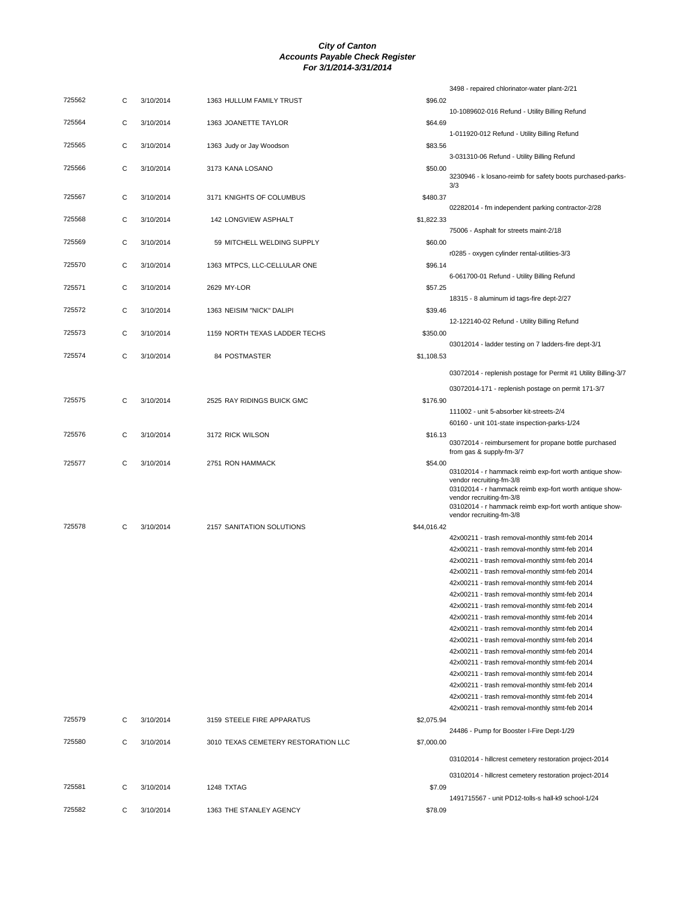# City of Canton
## Accounts Payable Check Register
### For 3/1/2014-3/31/2014

| Check # | Type | Date | Vendor | Amount | Description |
|---|---|---|---|---|---|
| | | | | | 3498 - repaired chlorinator-water plant-2/21 |
| 725562 | C | 3/10/2014 | 1363 HULLUM FAMILY TRUST | $96.02 | |
| | | | | | 10-1089602-016 Refund - Utility Billing Refund |
| 725564 | C | 3/10/2014 | 1363 JOANETTE TAYLOR | $64.69 | |
| | | | | | 1-011920-012 Refund - Utility Billing Refund |
| 725565 | C | 3/10/2014 | 1363 Judy or Jay Woodson | $83.56 | |
| | | | | | 3-031310-06 Refund - Utility Billing Refund |
| 725566 | C | 3/10/2014 | 3173 KANA LOSANO | $50.00 | |
| | | | | | 3230946 - k losano-reimb for safety boots purchased-parks-3/3 |
| 725567 | C | 3/10/2014 | 3171 KNIGHTS OF COLUMBUS | $480.37 | |
| | | | | | 02282014 - fm independent parking contractor-2/28 |
| 725568 | C | 3/10/2014 | 142 LONGVIEW ASPHALT | $1,822.33 | |
| | | | | | 75006 - Asphalt for streets maint-2/18 |
| 725569 | C | 3/10/2014 | 59 MITCHELL WELDING SUPPLY | $60.00 | |
| | | | | | r0285 - oxygen cylinder rental-utilities-3/3 |
| 725570 | C | 3/10/2014 | 1363 MTPCS, LLC-CELLULAR ONE | $96.14 | |
| | | | | | 6-061700-01 Refund - Utility Billing Refund |
| 725571 | C | 3/10/2014 | 2629 MY-LOR | $57.25 | |
| | | | | | 18315 - 8 aluminum id tags-fire dept-2/27 |
| 725572 | C | 3/10/2014 | 1363 NEISIM "NICK" DALIPI | $39.46 | |
| | | | | | 12-122140-02 Refund - Utility Billing Refund |
| 725573 | C | 3/10/2014 | 1159 NORTH TEXAS LADDER TECHS | $350.00 | |
| | | | | | 03012014 - ladder testing on 7 ladders-fire dept-3/1 |
| 725574 | C | 3/10/2014 | 84 POSTMASTER | $1,108.53 | |
| | | | | | 03072014 - replenish postage for Permit #1 Utility Billing-3/7 |
| | | | | | 03072014-171 - replenish postage on permit 171-3/7 |
| 725575 | C | 3/10/2014 | 2525 RAY RIDINGS BUICK GMC | $176.90 | |
| | | | | | 111002 - unit 5-absorber kit-streets-2/4 |
| | | | | | 60160 - unit 101-state inspection-parks-1/24 |
| 725576 | C | 3/10/2014 | 3172 RICK WILSON | $16.13 | |
| | | | | | 03072014 - reimbursement for propane bottle purchased from gas & supply-fm-3/7 |
| 725577 | C | 3/10/2014 | 2751 RON HAMMACK | $54.00 | |
| | | | | | 03102014 - r hammack reimb exp-fort worth antique show-vendor recruiting-fm-3/8 |
| | | | | | 03102014 - r hammack reimb exp-fort worth antique show-vendor recruiting-fm-3/8 |
| | | | | | 03102014 - r hammack reimb exp-fort worth antique show-vendor recruiting-fm-3/8 |
| 725578 | C | 3/10/2014 | 2157 SANITATION SOLUTIONS | $44,016.42 | |
| | | | | | 42x00211 - trash removal-monthly stmt-feb 2014 |
| | | | | | 42x00211 - trash removal-monthly stmt-feb 2014 |
| | | | | | 42x00211 - trash removal-monthly stmt-feb 2014 |
| | | | | | 42x00211 - trash removal-monthly stmt-feb 2014 |
| | | | | | 42x00211 - trash removal-monthly stmt-feb 2014 |
| | | | | | 42x00211 - trash removal-monthly stmt-feb 2014 |
| | | | | | 42x00211 - trash removal-monthly stmt-feb 2014 |
| | | | | | 42x00211 - trash removal-monthly stmt-feb 2014 |
| | | | | | 42x00211 - trash removal-monthly stmt-feb 2014 |
| | | | | | 42x00211 - trash removal-monthly stmt-feb 2014 |
| | | | | | 42x00211 - trash removal-monthly stmt-feb 2014 |
| | | | | | 42x00211 - trash removal-monthly stmt-feb 2014 |
| | | | | | 42x00211 - trash removal-monthly stmt-feb 2014 |
| | | | | | 42x00211 - trash removal-monthly stmt-feb 2014 |
| | | | | | 42x00211 - trash removal-monthly stmt-feb 2014 |
| | | | | | 42x00211 - trash removal-monthly stmt-feb 2014 |
| 725579 | C | 3/10/2014 | 3159 STEELE FIRE APPARATUS | $2,075.94 | |
| | | | | | 24486 - Pump for Booster I-Fire Dept-1/29 |
| 725580 | C | 3/10/2014 | 3010 TEXAS CEMETERY RESTORATION LLC | $7,000.00 | |
| | | | | | 03102014 - hillcrest cemetery restoration project-2014 |
| | | | | | 03102014 - hillcrest cemetery restoration project-2014 |
| 725581 | C | 3/10/2014 | 1248 TXTAG | $7.09 | |
| | | | | | 1491715567 - unit PD12-tolls-s hall-k9 school-1/24 |
| 725582 | C | 3/10/2014 | 1363 THE STANLEY AGENCY | $78.09 | |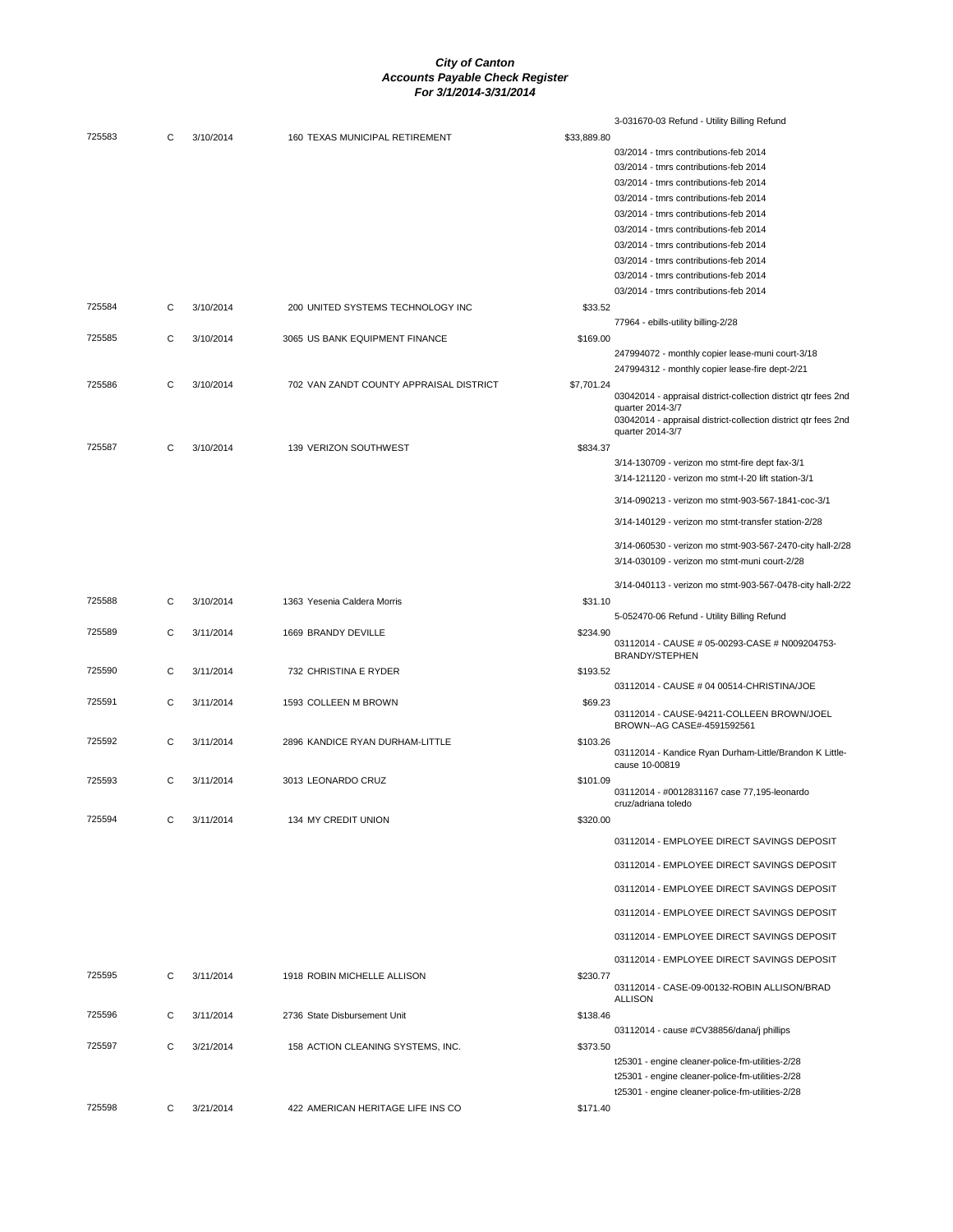***City of Canton***
***Accounts Payable Check Register***
***For 3/1/2014-3/31/2014***

| Check | Type | Date | Vendor | Amount | Description |
|---|---|---|---|---|---|
| | | | | | 3-031670-03 Refund - Utility Billing Refund |
| 725583 | C | 3/10/2014 | 160 TEXAS MUNICIPAL RETIREMENT | $33,889.80 | |
| | | | | | 03/2014 - tmrs contributions-feb 2014 |
| | | | | | 03/2014 - tmrs contributions-feb 2014 |
| | | | | | 03/2014 - tmrs contributions-feb 2014 |
| | | | | | 03/2014 - tmrs contributions-feb 2014 |
| | | | | | 03/2014 - tmrs contributions-feb 2014 |
| | | | | | 03/2014 - tmrs contributions-feb 2014 |
| | | | | | 03/2014 - tmrs contributions-feb 2014 |
| | | | | | 03/2014 - tmrs contributions-feb 2014 |
| | | | | | 03/2014 - tmrs contributions-feb 2014 |
| | | | | | 03/2014 - tmrs contributions-feb 2014 |
| 725584 | C | 3/10/2014 | 200 UNITED SYSTEMS TECHNOLOGY INC | $33.52 | |
| | | | | | 77964 - ebills-utility billing-2/28 |
| 725585 | C | 3/10/2014 | 3065 US BANK EQUIPMENT FINANCE | $169.00 | |
| | | | | | 247994072 - monthly copier lease-muni court-3/18 |
| | | | | | 247994312 - monthly copier lease-fire dept-2/21 |
| 725586 | C | 3/10/2014 | 702 VAN ZANDT COUNTY APPRAISAL DISTRICT | $7,701.24 | |
| | | | | | 03042014 - appraisal district-collection district qtr fees 2nd quarter 2014-3/7 |
| | | | | | 03042014 - appraisal district-collection district qtr fees 2nd quarter 2014-3/7 |
| 725587 | C | 3/10/2014 | 139 VERIZON SOUTHWEST | $834.37 | |
| | | | | | 3/14-130709 - verizon mo stmt-fire dept fax-3/1 |
| | | | | | 3/14-121120 - verizon mo stmt-I-20 lift station-3/1 |
| | | | | | 3/14-090213 - verizon mo stmt-903-567-1841-coc-3/1 |
| | | | | | 3/14-140129 - verizon mo stmt-transfer station-2/28 |
| | | | | | 3/14-060530 - verizon mo stmt-903-567-2470-city hall-2/28 |
| | | | | | 3/14-030109 - verizon mo stmt-muni court-2/28 |
| | | | | | 3/14-040113 - verizon mo stmt-903-567-0478-city hall-2/22 |
| 725588 | C | 3/10/2014 | 1363 Yesenia Caldera Morris | $31.10 | |
| | | | | | 5-052470-06 Refund - Utility Billing Refund |
| 725589 | C | 3/11/2014 | 1669 BRANDY DEVILLE | $234.90 | |
| | | | | | 03112014 - CAUSE # 05-00293-CASE # N009204753-BRANDY/STEPHEN |
| 725590 | C | 3/11/2014 | 732 CHRISTINA E RYDER | $193.52 | |
| | | | | | 03112014 - CAUSE # 04 00514-CHRISTINA/JOE |
| 725591 | C | 3/11/2014 | 1593 COLLEEN M BROWN | $69.23 | |
| | | | | | 03112014 - CAUSE-94211-COLLEEN BROWN/JOEL BROWN--AG CASE#-4591592561 |
| 725592 | C | 3/11/2014 | 2896 KANDICE RYAN DURHAM-LITTLE | $103.26 | |
| | | | | | 03112014 - Kandice Ryan Durham-Little/Brandon K Little-cause 10-00819 |
| 725593 | C | 3/11/2014 | 3013 LEONARDO CRUZ | $101.09 | |
| | | | | | 03112014 - #0012831167 case 77,195-leonardo cruz/adriana toledo |
| 725594 | C | 3/11/2014 | 134 MY CREDIT UNION | $320.00 | |
| | | | | | 03112014 - EMPLOYEE DIRECT SAVINGS DEPOSIT |
| | | | | | 03112014 - EMPLOYEE DIRECT SAVINGS DEPOSIT |
| | | | | | 03112014 - EMPLOYEE DIRECT SAVINGS DEPOSIT |
| | | | | | 03112014 - EMPLOYEE DIRECT SAVINGS DEPOSIT |
| | | | | | 03112014 - EMPLOYEE DIRECT SAVINGS DEPOSIT |
| | | | | | 03112014 - EMPLOYEE DIRECT SAVINGS DEPOSIT |
| 725595 | C | 3/11/2014 | 1918 ROBIN MICHELLE ALLISON | $230.77 | |
| | | | | | 03112014 - CASE-09-00132-ROBIN ALLISON/BRAD ALLISON |
| 725596 | C | 3/11/2014 | 2736 State Disbursement Unit | $138.46 | |
| | | | | | 03112014 - cause #CV38856/dana/j phillips |
| 725597 | C | 3/21/2014 | 158 ACTION CLEANING SYSTEMS, INC. | $373.50 | |
| | | | | | t25301 - engine cleaner-police-fm-utilities-2/28 |
| | | | | | t25301 - engine cleaner-police-fm-utilities-2/28 |
| | | | | | t25301 - engine cleaner-police-fm-utilities-2/28 |
| 725598 | C | 3/21/2014 | 422 AMERICAN HERITAGE LIFE INS CO | $171.40 | |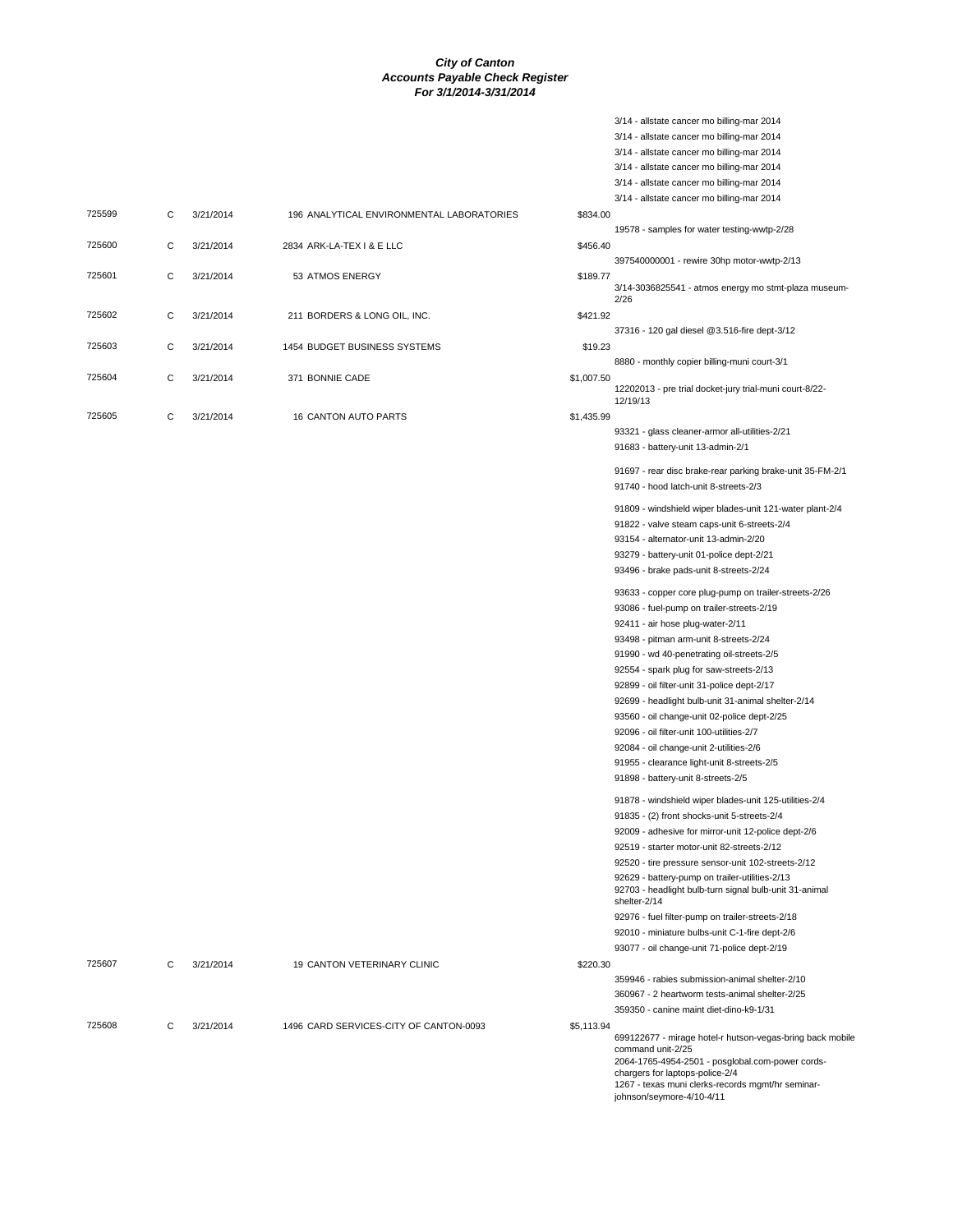# City of Canton
## Accounts Payable Check Register
### For 3/1/2014-3/31/2014

| Check # | Type | Date | Vendor | Amount | Description |
|---|---|---|---|---|---|
| | | | | | 3/14 - allstate cancer mo billing-mar 2014 |
| | | | | | 3/14 - allstate cancer mo billing-mar 2014 |
| | | | | | 3/14 - allstate cancer mo billing-mar 2014 |
| | | | | | 3/14 - allstate cancer mo billing-mar 2014 |
| | | | | | 3/14 - allstate cancer mo billing-mar 2014 |
| | | | | | 3/14 - allstate cancer mo billing-mar 2014 |
| 725599 | C | 3/21/2014 | 196 ANALYTICAL ENVIRONMENTAL LABORATORIES | $834.00 | |
| | | | | | 19578 - samples for water testing-wwtp-2/28 |
| 725600 | C | 3/21/2014 | 2834 ARK-LA-TEX I & E LLC | $456.40 | |
| | | | | | 397540000001 - rewire 30hp motor-wwtp-2/13 |
| 725601 | C | 3/21/2014 | 53 ATMOS ENERGY | $189.77 | |
| | | | | | 3/14-3036825541 - atmos energy mo stmt-plaza museum-2/26 |
| 725602 | C | 3/21/2014 | 211 BORDERS & LONG OIL, INC. | $421.92 | |
| | | | | | 37316 - 120 gal diesel @3.516-fire dept-3/12 |
| 725603 | C | 3/21/2014 | 1454 BUDGET BUSINESS SYSTEMS | $19.23 | |
| | | | | | 8880 - monthly copier billing-muni court-3/1 |
| 725604 | C | 3/21/2014 | 371 BONNIE CADE | $1,007.50 | |
| | | | | | 12202013 - pre trial docket-jury trial-muni court-8/22-12/19/13 |
| 725605 | C | 3/21/2014 | 16 CANTON AUTO PARTS | $1,435.99 | |
| | | | | | 93321 - glass cleaner-armor all-utilities-2/21 |
| | | | | | 91683 - battery-unit 13-admin-2/1 |
| | | | | | 91697 - rear disc brake-rear parking brake-unit 35-FM-2/1 |
| | | | | | 91740 - hood latch-unit 8-streets-2/3 |
| | | | | | 91809 - windshield wiper blades-unit 121-water plant-2/4 |
| | | | | | 91822 - valve steam caps-unit 6-streets-2/4 |
| | | | | | 93154 - alternator-unit 13-admin-2/20 |
| | | | | | 93279 - battery-unit 01-police dept-2/21 |
| | | | | | 93496 - brake pads-unit 8-streets-2/24 |
| | | | | | 93633 - copper core plug-pump on trailer-streets-2/26 |
| | | | | | 93086 - fuel-pump on trailer-streets-2/19 |
| | | | | | 92411 - air hose plug-water-2/11 |
| | | | | | 93498 - pitman arm-unit 8-streets-2/24 |
| | | | | | 91990 - wd 40-penetrating oil-streets-2/5 |
| | | | | | 92554 - spark plug for saw-streets-2/13 |
| | | | | | 92899 - oil filter-unit 31-police dept-2/17 |
| | | | | | 92699 - headlight bulb-unit 31-animal shelter-2/14 |
| | | | | | 93560 - oil change-unit 02-police dept-2/25 |
| | | | | | 92096 - oil filter-unit 100-utilities-2/7 |
| | | | | | 92084 - oil change-unit 2-utilities-2/6 |
| | | | | | 91955 - clearance light-unit 8-streets-2/5 |
| | | | | | 91898 - battery-unit 8-streets-2/5 |
| | | | | | 91878 - windshield wiper blades-unit 125-utilities-2/4 |
| | | | | | 91835 - (2) front shocks-unit 5-streets-2/4 |
| | | | | | 92009 - adhesive for mirror-unit 12-police dept-2/6 |
| | | | | | 92519 - starter motor-unit 82-streets-2/12 |
| | | | | | 92520 - tire pressure sensor-unit 102-streets-2/12 |
| | | | | | 92629 - battery-pump on trailer-utilities-2/13 |
| | | | | | 92703 - headlight bulb-turn signal bulb-unit 31-animal shelter-2/14 |
| | | | | | 92976 - fuel filter-pump on trailer-streets-2/18 |
| | | | | | 92010 - miniature bulbs-unit C-1-fire dept-2/6 |
| | | | | | 93077 - oil change-unit 71-police dept-2/19 |
| 725607 | C | 3/21/2014 | 19 CANTON VETERINARY CLINIC | $220.30 | |
| | | | | | 359946 - rabies submission-animal shelter-2/10 |
| | | | | | 360967 - 2 heartworm tests-animal shelter-2/25 |
| | | | | | 359350 - canine maint diet-dino-k9-1/31 |
| 725608 | C | 3/21/2014 | 1496 CARD SERVICES-CITY OF CANTON-0093 | $5,113.94 | |
| | | | | | 699122677 - mirage hotel-r hutson-vegas-bring back mobile command unit-2/25 |
| | | | | | 2064-1765-4954-2501 - posglobal.com-power cords-chargers for laptops-police-2/4 |
| | | | | | 1267 - texas muni clerks-records mgmt/hr seminar-johnson/seymore-4/10-4/11 |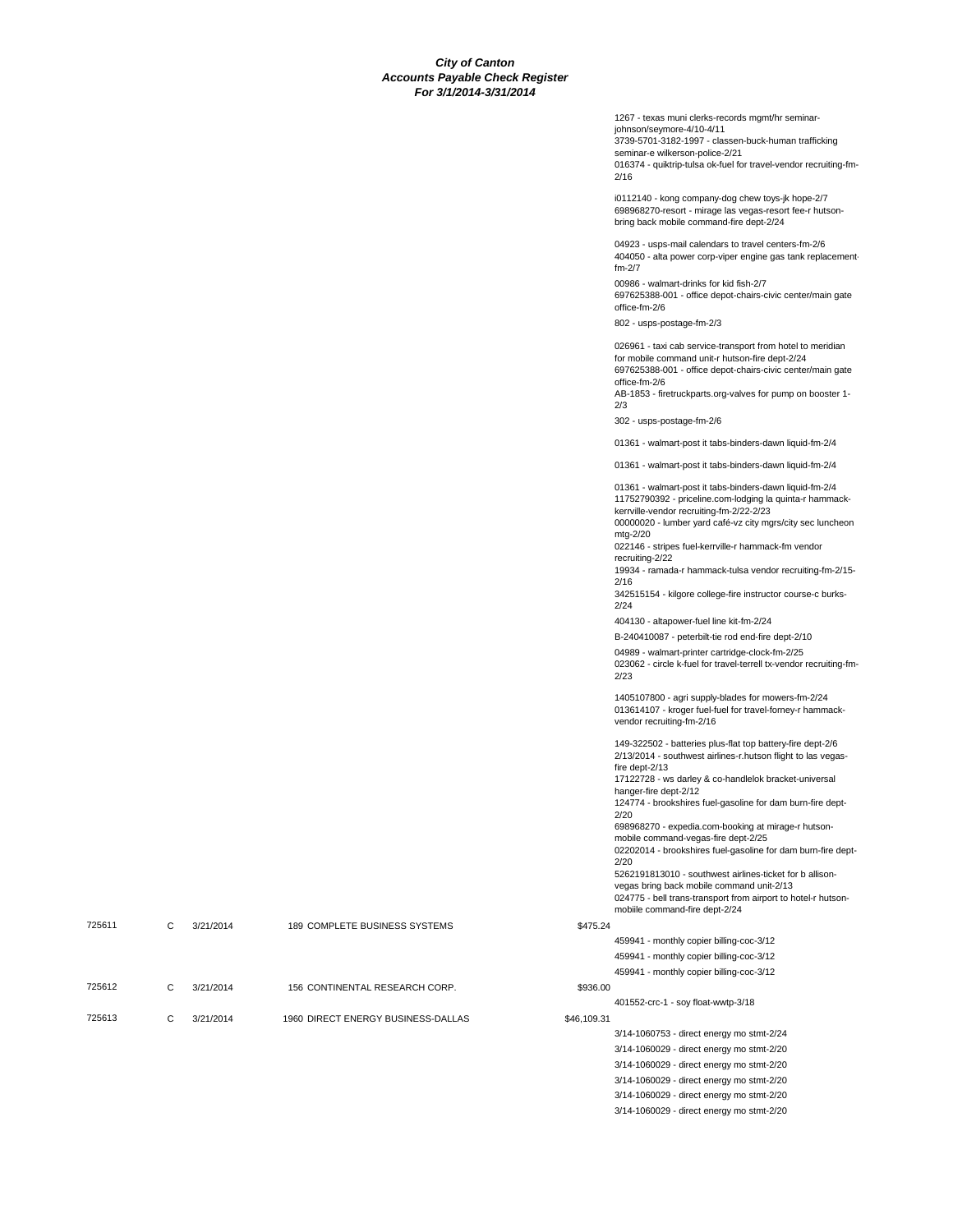**City of Canton**
**Accounts Payable Check Register**
**For 3/1/2014-3/31/2014**

| Check | Type | Date | Vendor | Amount | Description |
|---|---|---|---|---|---|
| | | | | | 1267 - texas muni clerks-records mgmt/hr seminar-johnson/seymore-4/10-4/11 |
| | | | | | 3739-5701-3182-1997 - classen-buck-human trafficking seminar-e wilkerson-police-2/21 |
| | | | | | 016374 - quiktrip-tulsa ok-fuel for travel-vendor recruiting-fm-2/16 |
| | | | | | i0112140 - kong company-dog chew toys-jk hope-2/7 |
| | | | | | 698968270-resort - mirage las vegas-resort fee-r hutson-bring back mobile command-fire dept-2/24 |
| | | | | | 04923 - usps-mail calendars to travel centers-fm-2/6 |
| | | | | | 404050 - alta power corp-viper engine gas tank replacement-fm-2/7 |
| | | | | | 00986 - walmart-drinks for kid fish-2/7 |
| | | | | | 697625388-001 - office depot-chairs-civic center/main gate office-fm-2/6 |
| | | | | | 802 - usps-postage-fm-2/3 |
| | | | | | 026961 - taxi cab service-transport from hotel to meridian for mobile command unit-r hutson-fire dept-2/24 |
| | | | | | 697625388-001 - office depot-chairs-civic center/main gate office-fm-2/6 |
| | | | | | AB-1853 - firetruckparts.org-valves for pump on booster 1-2/3 |
| | | | | | 302 - usps-postage-fm-2/6 |
| | | | | | 01361 - walmart-post it tabs-binders-dawn liquid-fm-2/4 |
| | | | | | 01361 - walmart-post it tabs-binders-dawn liquid-fm-2/4 |
| | | | | | 01361 - walmart-post it tabs-binders-dawn liquid-fm-2/4 |
| | | | | | 11752790392 - priceline.com-lodging la quinta-r hammack-kerrville-vendor recruiting-fm-2/22-2/23 |
| | | | | | 00000020 - lumber yard café-vz city mgrs/city sec luncheon mtg-2/20 |
| | | | | | 022146 - stripes fuel-kerrville-r hammack-fm vendor recruiting-2/22 |
| | | | | | 19934 - ramada-r hammack-tulsa vendor recruiting-fm-2/15-2/16 |
| | | | | | 342515154 - kilgore college-fire instructor course-c burks-2/24 |
| | | | | | 404130 - altapower-fuel line kit-fm-2/24 |
| | | | | | B-240410087 - peterbilt-tie rod end-fire dept-2/10 |
| | | | | | 04989 - walmart-printer cartridge-clock-fm-2/25 |
| | | | | | 023062 - circle k-fuel for travel-terrell tx-vendor recruiting-fm-2/23 |
| | | | | | 1405107800 - agri supply-blades for mowers-fm-2/24 |
| | | | | | 013614107 - kroger fuel-fuel for travel-forney-r hammack-vendor recruiting-fm-2/16 |
| | | | | | 149-322502 - batteries plus-flat top battery-fire dept-2/6 |
| | | | | | 2/13/2014 - southwest airlines-r.hutson flight to las vegas-fire dept-2/13 |
| | | | | | 17122728 - ws darley & co-handlelok bracket-universal hanger-fire dept-2/12 |
| | | | | | 124774 - brookshires fuel-gasoline for dam burn-fire dept-2/20 |
| | | | | | 698968270 - expedia.com-booking at mirage-r hutson-mobile command-vegas-fire dept-2/25 |
| | | | | | 02202014 - brookshires fuel-gasoline for dam burn-fire dept-2/20 |
| | | | | | 5262191813010 - southwest airlines-ticket for b allison-vegas bring back mobile command unit-2/13 |
| | | | | | 024775 - bell trans-transport from airport to hotel-r hutson-mobiile command-fire dept-2/24 |
| 725611 | C | 3/21/2014 | 189 COMPLETE BUSINESS SYSTEMS | $475.24 | |
| | | | | | 459941 - monthly copier billing-coc-3/12 |
| | | | | | 459941 - monthly copier billing-coc-3/12 |
| | | | | | 459941 - monthly copier billing-coc-3/12 |
| 725612 | C | 3/21/2014 | 156 CONTINENTAL RESEARCH CORP. | $936.00 | |
| | | | | | 401552-crc-1 - soy float-wwtp-3/18 |
| 725613 | C | 3/21/2014 | 1960 DIRECT ENERGY BUSINESS-DALLAS | $46,109.31 | |
| | | | | | 3/14-1060753 - direct energy mo stmt-2/24 |
| | | | | | 3/14-1060029 - direct energy mo stmt-2/20 |
| | | | | | 3/14-1060029 - direct energy mo stmt-2/20 |
| | | | | | 3/14-1060029 - direct energy mo stmt-2/20 |
| | | | | | 3/14-1060029 - direct energy mo stmt-2/20 |
| | | | | | 3/14-1060029 - direct energy mo stmt-2/20 |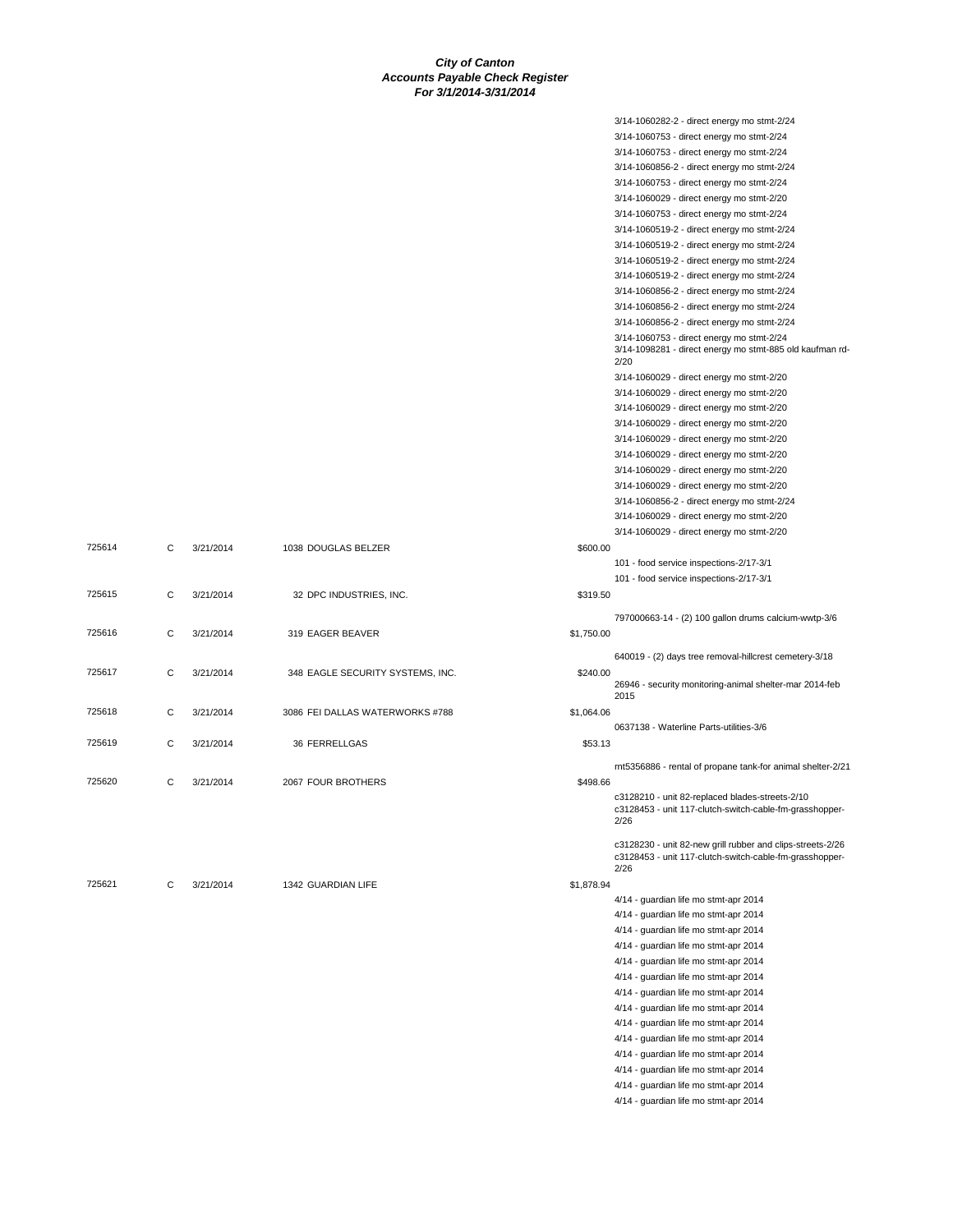**City of Canton**
**Accounts Payable Check Register**
**For 3/1/2014-3/31/2014**

| Check # | Type | Date | Vendor | Amount | Description |
|---|---|---|---|---|---|
| | | | | | 3/14-1060282-2 - direct energy mo stmt-2/24 |
| | | | | | 3/14-1060753 - direct energy mo stmt-2/24 |
| | | | | | 3/14-1060753 - direct energy mo stmt-2/24 |
| | | | | | 3/14-1060856-2 - direct energy mo stmt-2/24 |
| | | | | | 3/14-1060753 - direct energy mo stmt-2/24 |
| | | | | | 3/14-1060029 - direct energy mo stmt-2/20 |
| | | | | | 3/14-1060753 - direct energy mo stmt-2/24 |
| | | | | | 3/14-1060519-2 - direct energy mo stmt-2/24 |
| | | | | | 3/14-1060519-2 - direct energy mo stmt-2/24 |
| | | | | | 3/14-1060519-2 - direct energy mo stmt-2/24 |
| | | | | | 3/14-1060519-2 - direct energy mo stmt-2/24 |
| | | | | | 3/14-1060856-2 - direct energy mo stmt-2/24 |
| | | | | | 3/14-1060856-2 - direct energy mo stmt-2/24 |
| | | | | | 3/14-1060856-2 - direct energy mo stmt-2/24 |
| | | | | | 3/14-1060753 - direct energy mo stmt-2/24 |
| | | | | | 3/14-1098281 - direct energy mo stmt-885 old kaufman rd-2/20 |
| | | | | | 3/14-1060029 - direct energy mo stmt-2/20 |
| | | | | | 3/14-1060029 - direct energy mo stmt-2/20 |
| | | | | | 3/14-1060029 - direct energy mo stmt-2/20 |
| | | | | | 3/14-1060029 - direct energy mo stmt-2/20 |
| | | | | | 3/14-1060029 - direct energy mo stmt-2/20 |
| | | | | | 3/14-1060029 - direct energy mo stmt-2/20 |
| | | | | | 3/14-1060029 - direct energy mo stmt-2/20 |
| | | | | | 3/14-1060029 - direct energy mo stmt-2/20 |
| | | | | | 3/14-1060856-2 - direct energy mo stmt-2/24 |
| | | | | | 3/14-1060029 - direct energy mo stmt-2/20 |
| | | | | | 3/14-1060029 - direct energy mo stmt-2/20 |
| 725614 | C | 3/21/2014 | 1038 DOUGLAS BELZER | $600.00 | |
| | | | | | 101 - food service inspections-2/17-3/1 |
| | | | | | 101 - food service inspections-2/17-3/1 |
| 725615 | C | 3/21/2014 | 32 DPC INDUSTRIES, INC. | $319.50 | |
| | | | | | 797000663-14 - (2) 100 gallon drums calcium-wwtp-3/6 |
| 725616 | C | 3/21/2014 | 319 EAGER BEAVER | $1,750.00 | |
| | | | | | 640019 - (2) days tree removal-hillcrest cemetery-3/18 |
| 725617 | C | 3/21/2014 | 348 EAGLE SECURITY SYSTEMS, INC. | $240.00 | |
| | | | | | 26946 - security monitoring-animal shelter-mar 2014-feb 2015 |
| 725618 | C | 3/21/2014 | 3086 FEI DALLAS WATERWORKS #788 | $1,064.06 | |
| | | | | | 0637138 - Waterline Parts-utilities-3/6 |
| 725619 | C | 3/21/2014 | 36 FERRELLGAS | $53.13 | |
| | | | | | rnt5356886 - rental of propane tank-for animal shelter-2/21 |
| 725620 | C | 3/21/2014 | 2067 FOUR BROTHERS | $498.66 | |
| | | | | | c3128210 - unit 82-replaced blades-streets-2/10 |
| | | | | | c3128453 - unit 117-clutch-switch-cable-fm-grasshopper-2/26 |
| | | | | | c3128230 - unit 82-new grill rubber and clips-streets-2/26 |
| | | | | | c3128453 - unit 117-clutch-switch-cable-fm-grasshopper-2/26 |
| 725621 | C | 3/21/2014 | 1342 GUARDIAN LIFE | $1,878.94 | |
| | | | | | 4/14 - guardian life mo stmt-apr 2014 |
| | | | | | 4/14 - guardian life mo stmt-apr 2014 |
| | | | | | 4/14 - guardian life mo stmt-apr 2014 |
| | | | | | 4/14 - guardian life mo stmt-apr 2014 |
| | | | | | 4/14 - guardian life mo stmt-apr 2014 |
| | | | | | 4/14 - guardian life mo stmt-apr 2014 |
| | | | | | 4/14 - guardian life mo stmt-apr 2014 |
| | | | | | 4/14 - guardian life mo stmt-apr 2014 |
| | | | | | 4/14 - guardian life mo stmt-apr 2014 |
| | | | | | 4/14 - guardian life mo stmt-apr 2014 |
| | | | | | 4/14 - guardian life mo stmt-apr 2014 |
| | | | | | 4/14 - guardian life mo stmt-apr 2014 |
| | | | | | 4/14 - guardian life mo stmt-apr 2014 |
| | | | | | 4/14 - guardian life mo stmt-apr 2014 |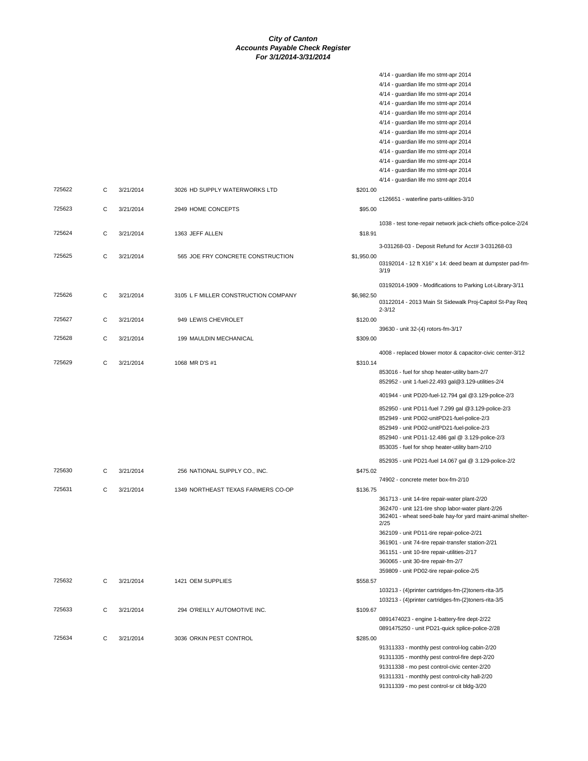# City of Canton
## Accounts Payable Check Register
### For 3/1/2014-3/31/2014

| Check # | Type | Date | Vendor | Amount | Description |
|---|---|---|---|---|---|
| | | | | | 4/14 - guardian life mo stmt-apr 2014 |
| | | | | | 4/14 - guardian life mo stmt-apr 2014 |
| | | | | | 4/14 - guardian life mo stmt-apr 2014 |
| | | | | | 4/14 - guardian life mo stmt-apr 2014 |
| | | | | | 4/14 - guardian life mo stmt-apr 2014 |
| | | | | | 4/14 - guardian life mo stmt-apr 2014 |
| | | | | | 4/14 - guardian life mo stmt-apr 2014 |
| | | | | | 4/14 - guardian life mo stmt-apr 2014 |
| | | | | | 4/14 - guardian life mo stmt-apr 2014 |
| | | | | | 4/14 - guardian life mo stmt-apr 2014 |
| | | | | | 4/14 - guardian life mo stmt-apr 2014 |
| | | | | | 4/14 - guardian life mo stmt-apr 2014 |
| 725622 | C | 3/21/2014 | 3026 HD SUPPLY WATERWORKS LTD | $201.00 | |
| | | | | | c126651 - waterline parts-utilities-3/10 |
| 725623 | C | 3/21/2014 | 2949 HOME CONCEPTS | $95.00 | |
| | | | | | 1038 - test tone-repair network jack-chiefs office-police-2/24 |
| 725624 | C | 3/21/2014 | 1363 JEFF ALLEN | $18.91 | |
| | | | | | 3-031268-03 - Deposit Refund for Acct# 3-031268-03 |
| 725625 | C | 3/21/2014 | 565 JOE FRY CONCRETE CONSTRUCTION | $1,950.00 | |
| | | | | | 03192014 - 12 ft X16" x 14: deed beam at dumpster pad-fm-3/19 |
| | | | | | 03192014-1909 - Modifications to Parking Lot-Library-3/11 |
| 725626 | C | 3/21/2014 | 3105 L F MILLER CONSTRUCTION COMPANY | $6,982.50 | |
| | | | | | 03122014 - 2013 Main St Sidewalk Proj-Capitol St-Pay Req 2-3/12 |
| 725627 | C | 3/21/2014 | 949 LEWIS CHEVROLET | $120.00 | |
| | | | | | 39630 - unit 32-(4) rotors-fm-3/17 |
| 725628 | C | 3/21/2014 | 199 MAULDIN MECHANICAL | $309.00 | |
| | | | | | 4008 - replaced blower motor & capacitor-civic center-3/12 |
| 725629 | C | 3/21/2014 | 1068 MR D'S #1 | $310.14 | |
| | | | | | 853016 - fuel for shop heater-utility barn-2/7 |
| | | | | | 852952 - unit 1-fuel-22.493 gal@3.129-utilities-2/4 |
| | | | | | 401944 - unit PD20-fuel-12.794 gal @3.129-police-2/3 |
| | | | | | 852950 - unit PD11-fuel 7.299 gal @3.129-police-2/3 |
| | | | | | 852949 - unit PD02-unitPD21-fuel-police-2/3 |
| | | | | | 852949 - unit PD02-unitPD21-fuel-police-2/3 |
| | | | | | 852940 - unit PD11-12.486 gal @ 3.129-police-2/3 |
| | | | | | 853035 - fuel for shop heater-utility barn-2/10 |
| | | | | | 852935 - unit PD21-fuel 14.067 gal @ 3.129-police-2/2 |
| 725630 | C | 3/21/2014 | 256 NATIONAL SUPPLY CO., INC. | $475.02 | |
| | | | | | 74902 - concrete meter box-fm-2/10 |
| 725631 | C | 3/21/2014 | 1349 NORTHEAST TEXAS FARMERS CO-OP | $136.75 | |
| | | | | | 361713 - unit 14-tire repair-water plant-2/20 |
| | | | | | 362470 - unit 121-tire shop labor-water plant-2/26 |
| | | | | | 362401 - wheat seed-bale hay-for yard maint-animal shelter-2/25 |
| | | | | | 362109 - unit PD11-tire repair-police-2/21 |
| | | | | | 361901 - unit 74-tire repair-transfer station-2/21 |
| | | | | | 361151 - unit 10-tire repair-utilities-2/17 |
| | | | | | 360065 - unit 30-tire repair-fm-2/7 |
| | | | | | 359809 - unit PD02-tire repair-police-2/5 |
| 725632 | C | 3/21/2014 | 1421 OEM SUPPLIES | $558.57 | |
| | | | | | 103213 - (4)printer cartridges-fm-(2)toners-rita-3/5 |
| | | | | | 103213 - (4)printer cartridges-fm-(2)toners-rita-3/5 |
| 725633 | C | 3/21/2014 | 294 O'REILLY AUTOMOTIVE INC. | $109.67 | |
| | | | | | 0891474023 - engine 1-battery-fire dept-2/22 |
| | | | | | 0891475250 - unit PD21-quick splice-police-2/28 |
| 725634 | C | 3/21/2014 | 3036 ORKIN PEST CONTROL | $285.00 | |
| | | | | | 91311333 - monthly pest control-log cabin-2/20 |
| | | | | | 91311335 - monthly pest control-fire dept-2/20 |
| | | | | | 91311338 - mo pest control-civic center-2/20 |
| | | | | | 91311331 - monthly pest control-city hall-2/20 |
| | | | | | 91311339 - mo pest control-sr cit bldg-3/20 |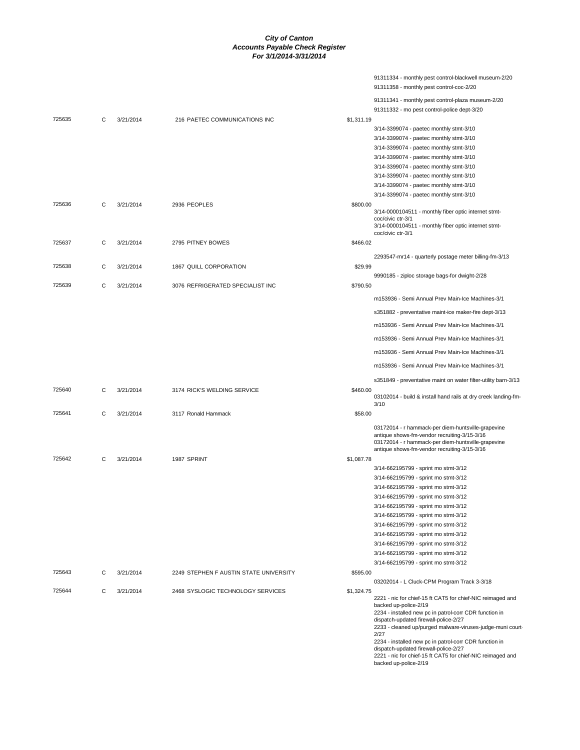**City of Canton**
**Accounts Payable Check Register**
**For 3/1/2014-3/31/2014**

| Check # | Type | Date | Vendor | Amount | Description |
|---|---|---|---|---|---|
| | | | | | 91311334 - monthly pest control-blackwell museum-2/20 |
| | | | | | 91311358 - monthly pest control-coc-2/20 |
| | | | | | 91311341 - monthly pest control-plaza museum-2/20 |
| | | | | | 91311332 - mo pest control-police dept-3/20 |
| 725635 | C | 3/21/2014 | 216 PAETEC COMMUNICATIONS INC | $1,311.19 | |
| | | | | | 3/14-3399074 - paetec monthly stmt-3/10 |
| | | | | | 3/14-3399074 - paetec monthly stmt-3/10 |
| | | | | | 3/14-3399074 - paetec monthly stmt-3/10 |
| | | | | | 3/14-3399074 - paetec monthly stmt-3/10 |
| | | | | | 3/14-3399074 - paetec monthly stmt-3/10 |
| | | | | | 3/14-3399074 - paetec monthly stmt-3/10 |
| | | | | | 3/14-3399074 - paetec monthly stmt-3/10 |
| | | | | | 3/14-3399074 - paetec monthly stmt-3/10 |
| 725636 | C | 3/21/2014 | 2936 PEOPLES | $800.00 | |
| | | | | | 3/14-0000104511 - monthly fiber optic internet stmt-coc/civic ctr-3/1 |
| | | | | | 3/14-0000104511 - monthly fiber optic internet stmt-coc/civic ctr-3/1 |
| 725637 | C | 3/21/2014 | 2795 PITNEY BOWES | $466.02 | |
| | | | | | 2293547-mr14 - quarterly postage meter billing-fm-3/13 |
| 725638 | C | 3/21/2014 | 1867 QUILL CORPORATION | $29.99 | |
| | | | | | 9990185 - ziploc storage bags-for dwight-2/28 |
| 725639 | C | 3/21/2014 | 3076 REFRIGERATED SPECIALIST INC | $790.50 | |
| | | | | | m153936 - Semi Annual Prev Main-Ice Machines-3/1 |
| | | | | | s351882 - preventative maint-ice maker-fire dept-3/13 |
| | | | | | m153936 - Semi Annual Prev Main-Ice Machines-3/1 |
| | | | | | m153936 - Semi Annual Prev Main-Ice Machines-3/1 |
| | | | | | m153936 - Semi Annual Prev Main-Ice Machines-3/1 |
| | | | | | m153936 - Semi Annual Prev Main-Ice Machines-3/1 |
| | | | | | s351849 - preventative maint on water filter-utility barn-3/13 |
| 725640 | C | 3/21/2014 | 3174 RICK'S WELDING SERVICE | $460.00 | |
| | | | | | 03102014 - build & install hand rails at dry creek landing-fm-3/10 |
| 725641 | C | 3/21/2014 | 3117 Ronald Hammack | $58.00 | |
| | | | | | 03172014 - r hammack-per diem-huntsville-grapevine antique shows-fm-vendor recruiting-3/15-3/16 |
| | | | | | 03172014 - r hammack-per diem-huntsville-grapevine antique shows-fm-vendor recruiting-3/15-3/16 |
| 725642 | C | 3/21/2014 | 1987 SPRINT | $1,087.78 | |
| | | | | | 3/14-662195799 - sprint mo stmt-3/12 |
| | | | | | 3/14-662195799 - sprint mo stmt-3/12 |
| | | | | | 3/14-662195799 - sprint mo stmt-3/12 |
| | | | | | 3/14-662195799 - sprint mo stmt-3/12 |
| | | | | | 3/14-662195799 - sprint mo stmt-3/12 |
| | | | | | 3/14-662195799 - sprint mo stmt-3/12 |
| | | | | | 3/14-662195799 - sprint mo stmt-3/12 |
| | | | | | 3/14-662195799 - sprint mo stmt-3/12 |
| | | | | | 3/14-662195799 - sprint mo stmt-3/12 |
| | | | | | 3/14-662195799 - sprint mo stmt-3/12 |
| | | | | | 3/14-662195799 - sprint mo stmt-3/12 |
| 725643 | C | 3/21/2014 | 2249 STEPHEN F AUSTIN STATE UNIVERSITY | $595.00 | |
| | | | | | 03202014 - L Cluck-CPM Program Track 3-3/18 |
| 725644 | C | 3/21/2014 | 2468 SYSLOGIC TECHNOLOGY SERVICES | $1,324.75 | |
| | | | | | 2221 - nic for chief-15 ft CAT5 for chief-NIC reimaged and backed up-police-2/19 |
| | | | | | 2234 - installed new pc in patrol-corr CDR function in dispatch-updated firewall-police-2/27 |
| | | | | | 2233 - cleaned up/purged malware-viruses-judge-muni court-2/27 |
| | | | | | 2234 - installed new pc in patrol-corr CDR function in dispatch-updated firewall-police-2/27 |
| | | | | | 2221 - nic for chief-15 ft CAT5 for chief-NIC reimaged and backed up-police-2/19 |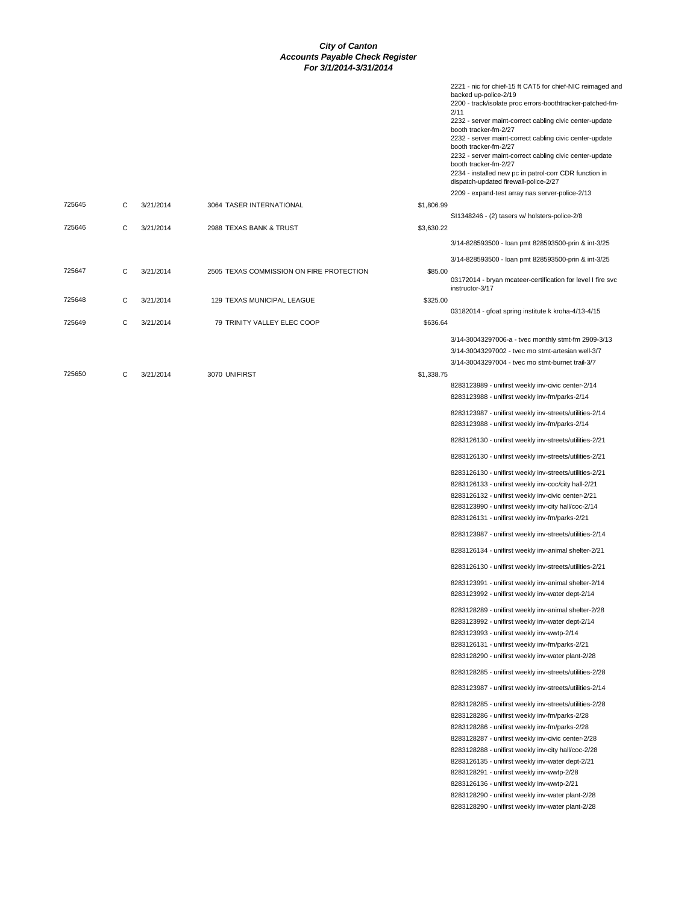# City of Canton
## Accounts Payable Check Register
### For 3/1/2014-3/31/2014

| Check # | Type | Date | Vendor | Amount | Description |
|---|---|---|---|---|---|
| | | | | | 2221 - nic for chief-15 ft CAT5 for chief-NIC reimaged and backed up-police-2/19 |
| | | | | | 2200 - track/isolate proc errors-boothtracker-patched-fm-2/11 |
| | | | | | 2232 - server maint-correct cabling civic center-update booth tracker-fm-2/27 |
| | | | | | 2232 - server maint-correct cabling civic center-update booth tracker-fm-2/27 |
| | | | | | 2232 - server maint-correct cabling civic center-update booth tracker-fm-2/27 |
| | | | | | 2234 - installed new pc in patrol-corr CDR function in dispatch-updated firewall-police-2/27 |
| | | | | | 2209 - expand-test array nas server-police-2/13 |
| 725645 | C | 3/21/2014 | 3064 TASER INTERNATIONAL | $1,806.99 | |
| | | | | | SI1348246 - (2) tasers w/ holsters-police-2/8 |
| 725646 | C | 3/21/2014 | 2988 TEXAS BANK & TRUST | $3,630.22 | |
| | | | | | 3/14-828593500 - loan pmt 828593500-prin & int-3/25 |
| | | | | | 3/14-828593500 - loan pmt 828593500-prin & int-3/25 |
| 725647 | C | 3/21/2014 | 2505 TEXAS COMMISSION ON FIRE PROTECTION | $85.00 | |
| | | | | | 03172014 - bryan mcateer-certification for level I fire svc instructor-3/17 |
| 725648 | C | 3/21/2014 | 129 TEXAS MUNICIPAL LEAGUE | $325.00 | |
| | | | | | 03182014 - gfoat spring institute k kroha-4/13-4/15 |
| 725649 | C | 3/21/2014 | 79 TRINITY VALLEY ELEC COOP | $636.64 | |
| | | | | | 3/14-30043297006-a - tvec monthly stmt-fm 2909-3/13 |
| | | | | | 3/14-30043297002 - tvec mo stmt-artesian well-3/7 |
| | | | | | 3/14-30043297004 - tvec mo stmt-burnet trail-3/7 |
| 725650 | C | 3/21/2014 | 3070 UNIFIRST | $1,338.75 | |
| | | | | | 8283123989 - unifirst weekly inv-civic center-2/14 |
| | | | | | 8283123988 - unifirst weekly inv-fm/parks-2/14 |
| | | | | | 8283123987 - unifirst weekly inv-streets/utilities-2/14 |
| | | | | | 8283123988 - unifirst weekly inv-fm/parks-2/14 |
| | | | | | 8283126130 - unifirst weekly inv-streets/utilities-2/21 |
| | | | | | 8283126130 - unifirst weekly inv-streets/utilities-2/21 |
| | | | | | 8283126130 - unifirst weekly inv-streets/utilities-2/21 |
| | | | | | 8283126133 - unifirst weekly inv-coc/city hall-2/21 |
| | | | | | 8283126132 - unifirst weekly inv-civic center-2/21 |
| | | | | | 8283123990 - unifirst weekly inv-city hall/coc-2/14 |
| | | | | | 8283126131 - unifirst weekly inv-fm/parks-2/21 |
| | | | | | 8283123987 - unifirst weekly inv-streets/utilities-2/14 |
| | | | | | 8283126134 - unifirst weekly inv-animal shelter-2/21 |
| | | | | | 8283126130 - unifirst weekly inv-streets/utilities-2/21 |
| | | | | | 8283123991 - unifirst weekly inv-animal shelter-2/14 |
| | | | | | 8283123992 - unifirst weekly inv-water dept-2/14 |
| | | | | | 8283128289 - unifirst weekly inv-animal shelter-2/28 |
| | | | | | 8283123992 - unifirst weekly inv-water dept-2/14 |
| | | | | | 8283123993 - unifirst weekly inv-wwtp-2/14 |
| | | | | | 8283126131 - unifirst weekly inv-fm/parks-2/21 |
| | | | | | 8283128290 - unifirst weekly inv-water plant-2/28 |
| | | | | | 8283128285 - unifirst weekly inv-streets/utilities-2/28 |
| | | | | | 8283123987 - unifirst weekly inv-streets/utilities-2/14 |
| | | | | | 8283128285 - unifirst weekly inv-streets/utilities-2/28 |
| | | | | | 8283128286 - unifirst weekly inv-fm/parks-2/28 |
| | | | | | 8283128286 - unifirst weekly inv-fm/parks-2/28 |
| | | | | | 8283128287 - unifirst weekly inv-civic center-2/28 |
| | | | | | 8283128288 - unifirst weekly inv-city hall/coc-2/28 |
| | | | | | 8283126135 - unifirst weekly inv-water dept-2/21 |
| | | | | | 8283128291 - unifirst weekly inv-wwtp-2/28 |
| | | | | | 8283126136 - unifirst weekly inv-wwtp-2/21 |
| | | | | | 8283128290 - unifirst weekly inv-water plant-2/28 |
| | | | | | 8283128290 - unifirst weekly inv-water plant-2/28 |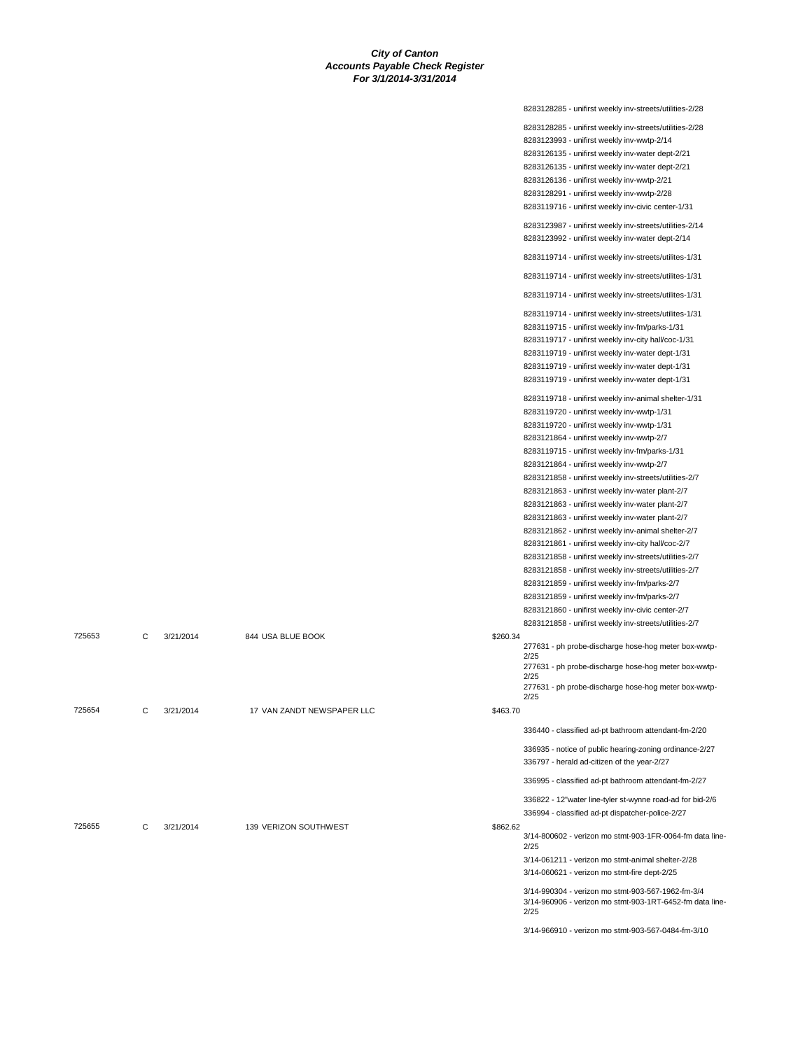**City of Canton**
**Accounts Payable Check Register**
**For 3/1/2014-3/31/2014**

| Check | Type | Date | Vendor | Amount | Description |
|---|---|---|---|---|---|
| | | | | | 8283128285 - unifirst weekly inv-streets/utilities-2/28 |
| | | | | | 8283128285 - unifirst weekly inv-streets/utilities-2/28 |
| | | | | | 8283123993 - unifirst weekly inv-wwtp-2/14 |
| | | | | | 8283126135 - unifirst weekly inv-water dept-2/21 |
| | | | | | 8283126135 - unifirst weekly inv-water dept-2/21 |
| | | | | | 8283126136 - unifirst weekly inv-wwtp-2/21 |
| | | | | | 8283128291 - unifirst weekly inv-wwtp-2/28 |
| | | | | | 8283119716 - unifirst weekly inv-civic center-1/31 |
| | | | | | 8283123987 - unifirst weekly inv-streets/utilities-2/14 |
| | | | | | 8283123992 - unifirst weekly inv-water dept-2/14 |
| | | | | | 8283119714 - unifirst weekly inv-streets/utilites-1/31 |
| | | | | | 8283119714 - unifirst weekly inv-streets/utilites-1/31 |
| | | | | | 8283119714 - unifirst weekly inv-streets/utilites-1/31 |
| | | | | | 8283119714 - unifirst weekly inv-streets/utilites-1/31 |
| | | | | | 8283119715 - unifirst weekly inv-fm/parks-1/31 |
| | | | | | 8283119717 - unifirst weekly inv-city hall/coc-1/31 |
| | | | | | 8283119719 - unifirst weekly inv-water dept-1/31 |
| | | | | | 8283119719 - unifirst weekly inv-water dept-1/31 |
| | | | | | 8283119719 - unifirst weekly inv-water dept-1/31 |
| | | | | | 8283119718 - unifirst weekly inv-animal shelter-1/31 |
| | | | | | 8283119720 - unifirst weekly inv-wwtp-1/31 |
| | | | | | 8283119720 - unifirst weekly inv-wwtp-1/31 |
| | | | | | 8283121864 - unifirst weekly inv-wwtp-2/7 |
| | | | | | 8283119715 - unifirst weekly inv-fm/parks-1/31 |
| | | | | | 8283121864 - unifirst weekly inv-wwtp-2/7 |
| | | | | | 8283121858 - unifirst weekly inv-streets/utilities-2/7 |
| | | | | | 8283121863 - unifirst weekly inv-water plant-2/7 |
| | | | | | 8283121863 - unifirst weekly inv-water plant-2/7 |
| | | | | | 8283121863 - unifirst weekly inv-water plant-2/7 |
| | | | | | 8283121862 - unifirst weekly inv-animal shelter-2/7 |
| | | | | | 8283121861 - unifirst weekly inv-city hall/coc-2/7 |
| | | | | | 8283121858 - unifirst weekly inv-streets/utilities-2/7 |
| | | | | | 8283121858 - unifirst weekly inv-streets/utilities-2/7 |
| | | | | | 8283121859 - unifirst weekly inv-fm/parks-2/7 |
| | | | | | 8283121859 - unifirst weekly inv-fm/parks-2/7 |
| | | | | | 8283121860 - unifirst weekly inv-civic center-2/7 |
| | | | | | 8283121858 - unifirst weekly inv-streets/utilities-2/7 |
| 725653 | C | 3/21/2014 | 844 USA BLUE BOOK | $260.34 | |
| | | | | | 277631 - ph probe-discharge hose-hog meter box-wwtp-2/25 |
| | | | | | 277631 - ph probe-discharge hose-hog meter box-wwtp-2/25 |
| | | | | | 277631 - ph probe-discharge hose-hog meter box-wwtp-2/25 |
| 725654 | C | 3/21/2014 | 17 VAN ZANDT NEWSPAPER LLC | $463.70 | |
| | | | | | 336440 - classified ad-pt bathroom attendant-fm-2/20 |
| | | | | | 336935 - notice of public hearing-zoning ordinance-2/27 |
| | | | | | 336797 - herald ad-citizen of the year-2/27 |
| | | | | | 336995 - classified ad-pt bathroom attendant-fm-2/27 |
| | | | | | 336822 - 12"water line-tyler st-wynne road-ad for bid-2/6 |
| | | | | | 336994 - classified ad-pt dispatcher-police-2/27 |
| 725655 | C | 3/21/2014 | 139 VERIZON SOUTHWEST | $862.62 | |
| | | | | | 3/14-800602 - verizon mo stmt-903-1FR-0064-fm data line-2/25 |
| | | | | | 3/14-061211 - verizon mo stmt-animal shelter-2/28 |
| | | | | | 3/14-060621 - verizon mo stmt-fire dept-2/25 |
| | | | | | 3/14-990304 - verizon mo stmt-903-567-1962-fm-3/4 |
| | | | | | 3/14-960906 - verizon mo stmt-903-1RT-6452-fm data line-2/25 |
| | | | | | 3/14-966910 - verizon mo stmt-903-567-0484-fm-3/10 |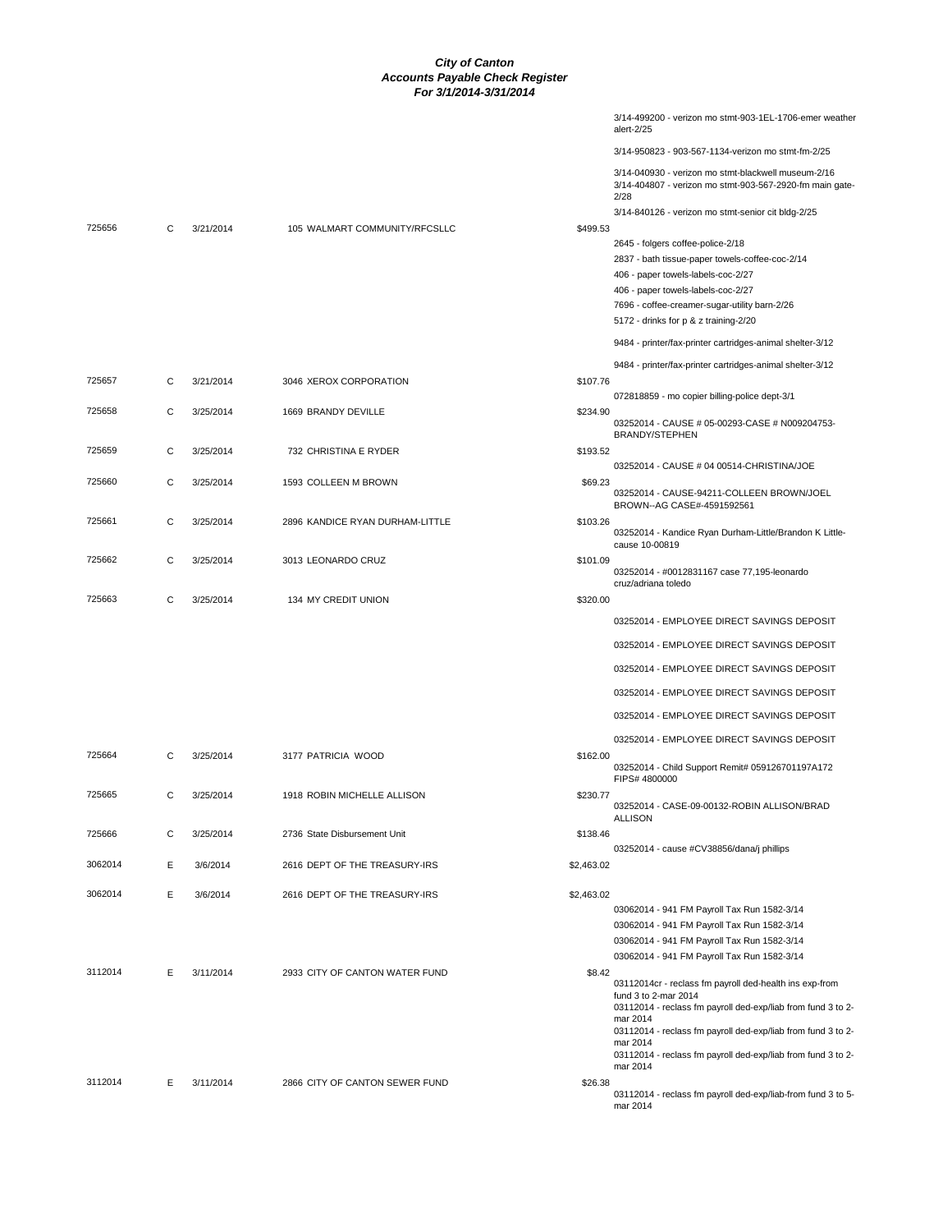# City of Canton
## Accounts Payable Check Register
### For 3/1/2014-3/31/2014

| Check # | Type | Date | Vendor | Amount | Description |
|---|---|---|---|---|---|
| | | | | | 3/14-499200 - verizon mo stmt-903-1EL-1706-emer weather alert-2/25 |
| | | | | | 3/14-950823 - 903-567-1134-verizon mo stmt-fm-2/25 |
| | | | | | 3/14-040930 - verizon mo stmt-blackwell museum-2/16 |
| | | | | | 3/14-404807 - verizon mo stmt-903-567-2920-fm main gate-2/28 |
| | | | | | 3/14-840126 - verizon mo stmt-senior cit bldg-2/25 |
| 725656 | C | 3/21/2014 | 105 WALMART COMMUNITY/RFCSLLC | $499.53 | |
| | | | | | 2645 - folgers coffee-police-2/18 |
| | | | | | 2837 - bath tissue-paper towels-coffee-coc-2/14 |
| | | | | | 406 - paper towels-labels-coc-2/27 |
| | | | | | 406 - paper towels-labels-coc-2/27 |
| | | | | | 7696 - coffee-creamer-sugar-utility barn-2/26 |
| | | | | | 5172 - drinks for p & z training-2/20 |
| | | | | | 9484 - printer/fax-printer cartridges-animal shelter-3/12 |
| | | | | | 9484 - printer/fax-printer cartridges-animal shelter-3/12 |
| 725657 | C | 3/21/2014 | 3046 XEROX CORPORATION | $107.76 | |
| | | | | | 072818859 - mo copier billing-police dept-3/1 |
| 725658 | C | 3/25/2014 | 1669 BRANDY DEVILLE | $234.90 | |
| | | | | | 03252014 - CAUSE # 05-00293-CASE # N009204753-BRANDY/STEPHEN |
| 725659 | C | 3/25/2014 | 732 CHRISTINA E RYDER | $193.52 | |
| | | | | | 03252014 - CAUSE # 04 00514-CHRISTINA/JOE |
| 725660 | C | 3/25/2014 | 1593 COLLEEN M BROWN | $69.23 | |
| | | | | | 03252014 - CAUSE-94211-COLLEEN BROWN/JOEL BROWN--AG CASE#-4591592561 |
| 725661 | C | 3/25/2014 | 2896 KANDICE RYAN DURHAM-LITTLE | $103.26 | |
| | | | | | 03252014 - Kandice Ryan Durham-Little/Brandon K Little-cause 10-00819 |
| 725662 | C | 3/25/2014 | 3013 LEONARDO CRUZ | $101.09 | |
| | | | | | 03252014 - #0012831167 case 77,195-leonardo cruz/adriana toledo |
| 725663 | C | 3/25/2014 | 134 MY CREDIT UNION | $320.00 | |
| | | | | | 03252014 - EMPLOYEE DIRECT SAVINGS DEPOSIT |
| | | | | | 03252014 - EMPLOYEE DIRECT SAVINGS DEPOSIT |
| | | | | | 03252014 - EMPLOYEE DIRECT SAVINGS DEPOSIT |
| | | | | | 03252014 - EMPLOYEE DIRECT SAVINGS DEPOSIT |
| | | | | | 03252014 - EMPLOYEE DIRECT SAVINGS DEPOSIT |
| | | | | | 03252014 - EMPLOYEE DIRECT SAVINGS DEPOSIT |
| 725664 | C | 3/25/2014 | 3177 PATRICIA WOOD | $162.00 | |
| | | | | | 03252014 - Child Support Remit# 059126701197A172 FIPS# 4800000 |
| 725665 | C | 3/25/2014 | 1918 ROBIN MICHELLE ALLISON | $230.77 | |
| | | | | | 03252014 - CASE-09-00132-ROBIN ALLISON/BRAD ALLISON |
| 725666 | C | 3/25/2014 | 2736 State Disbursement Unit | $138.46 | |
| | | | | | 03252014 - cause #CV38856/dana/j phillips |
| 3062014 | E | 3/6/2014 | 2616 DEPT OF THE TREASURY-IRS | $2,463.02 | |
| 3062014 | E | 3/6/2014 | 2616 DEPT OF THE TREASURY-IRS | $2,463.02 | |
| | | | | | 03062014 - 941 FM Payroll Tax Run 1582-3/14 |
| | | | | | 03062014 - 941 FM Payroll Tax Run 1582-3/14 |
| | | | | | 03062014 - 941 FM Payroll Tax Run 1582-3/14 |
| | | | | | 03062014 - 941 FM Payroll Tax Run 1582-3/14 |
| 3112014 | E | 3/11/2014 | 2933 CITY OF CANTON WATER FUND | $8.42 | |
| | | | | | 03112014cr - reclass fm payroll ded-health ins exp-from fund 3 to 2-mar 2014 |
| | | | | | 03112014 - reclass fm payroll ded-exp/liab from fund 3 to 2-mar 2014 |
| | | | | | 03112014 - reclass fm payroll ded-exp/liab from fund 3 to 2-mar 2014 |
| | | | | | 03112014 - reclass fm payroll ded-exp/liab from fund 3 to 2-mar 2014 |
| 3112014 | E | 3/11/2014 | 2866 CITY OF CANTON SEWER FUND | $26.38 | |
| | | | | | 03112014 - reclass fm payroll ded-exp/liab-from fund 3 to 5-mar 2014 |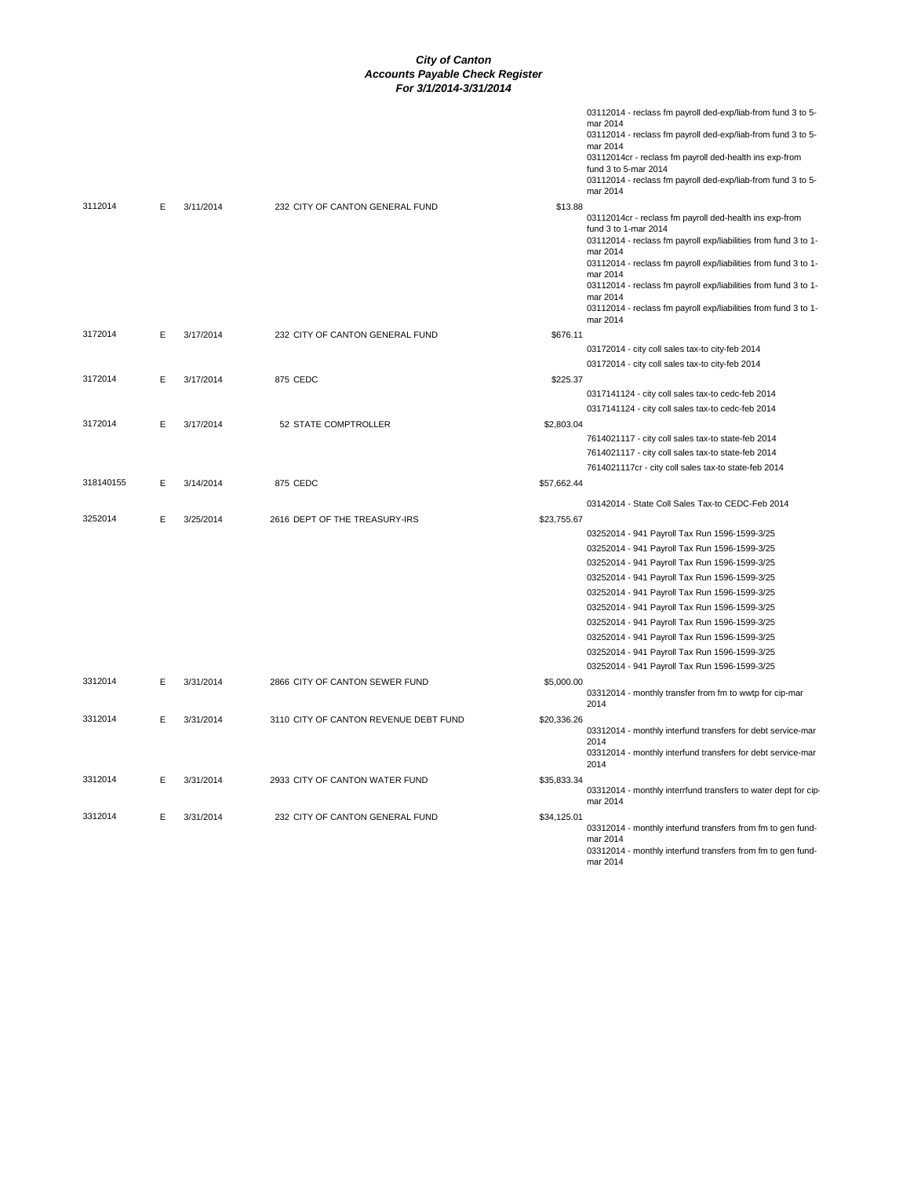***City of Canton***
***Accounts Payable Check Register***
***For 3/1/2014-3/31/2014***

| | | | | | |
|---|---|---|---|---|---|
| | | | | | 03112014 - reclass fm payroll ded-exp/liab-from fund 3 to 5-mar 2014 |
| | | | | | 03112014 - reclass fm payroll ded-exp/liab-from fund 3 to 5-mar 2014 |
| | | | | | 03112014cr - reclass fm payroll ded-health ins exp-from fund 3 to 5-mar 2014 |
| | | | | | 03112014 - reclass fm payroll ded-exp/liab-from fund 3 to 5-mar 2014 |
| 3112014 | E | 3/11/2014 | 232 CITY OF CANTON GENERAL FUND | $13.88 | |
| | | | | | 03112014cr - reclass fm payroll ded-health ins exp-from fund 3 to 1-mar 2014 |
| | | | | | 03112014 - reclass fm payroll exp/liabilities from fund 3 to 1-mar 2014 |
| | | | | | 03112014 - reclass fm payroll exp/liabilities from fund 3 to 1-mar 2014 |
| | | | | | 03112014 - reclass fm payroll exp/liabilities from fund 3 to 1-mar 2014 |
| | | | | | 03112014 - reclass fm payroll exp/liabilities from fund 3 to 1-mar 2014 |
| 3172014 | E | 3/17/2014 | 232 CITY OF CANTON GENERAL FUND | $676.11 | |
| | | | | | 03172014 - city coll sales tax-to city-feb 2014 |
| | | | | | 03172014 - city coll sales tax-to city-feb 2014 |
| 3172014 | E | 3/17/2014 | 875 CEDC | $225.37 | |
| | | | | | 0317141124 - city coll sales tax-to cedc-feb 2014 |
| | | | | | 0317141124 - city coll sales tax-to cedc-feb 2014 |
| 3172014 | E | 3/17/2014 | 52 STATE COMPTROLLER | $2,803.04 | |
| | | | | | 7614021117 - city coll sales tax-to state-feb 2014 |
| | | | | | 7614021117 - city coll sales tax-to state-feb 2014 |
| | | | | | 7614021117cr - city coll sales tax-to state-feb 2014 |
| 318140155 | E | 3/14/2014 | 875 CEDC | $57,662.44 | |
| | | | | | 03142014 - State Coll Sales Tax-to CEDC-Feb 2014 |
| 3252014 | E | 3/25/2014 | 2616 DEPT OF THE TREASURY-IRS | $23,755.67 | |
| | | | | | 03252014 - 941 Payroll Tax Run 1596-1599-3/25 |
| | | | | | 03252014 - 941 Payroll Tax Run 1596-1599-3/25 |
| | | | | | 03252014 - 941 Payroll Tax Run 1596-1599-3/25 |
| | | | | | 03252014 - 941 Payroll Tax Run 1596-1599-3/25 |
| | | | | | 03252014 - 941 Payroll Tax Run 1596-1599-3/25 |
| | | | | | 03252014 - 941 Payroll Tax Run 1596-1599-3/25 |
| | | | | | 03252014 - 941 Payroll Tax Run 1596-1599-3/25 |
| | | | | | 03252014 - 941 Payroll Tax Run 1596-1599-3/25 |
| | | | | | 03252014 - 941 Payroll Tax Run 1596-1599-3/25 |
| | | | | | 03252014 - 941 Payroll Tax Run 1596-1599-3/25 |
| 3312014 | E | 3/31/2014 | 2866 CITY OF CANTON SEWER FUND | $5,000.00 | |
| | | | | | 03312014 - monthly transfer from fm to wwtp for cip-mar 2014 |
| 3312014 | E | 3/31/2014 | 3110 CITY OF CANTON REVENUE DEBT FUND | $20,336.26 | |
| | | | | | 03312014 - monthly interfund transfers for debt service-mar 2014 |
| | | | | | 03312014 - monthly interfund transfers for debt service-mar 2014 |
| 3312014 | E | 3/31/2014 | 2933 CITY OF CANTON WATER FUND | $35,833.34 | |
| | | | | | 03312014 - monthly interrfund transfers to water dept for cip-mar 2014 |
| 3312014 | E | 3/31/2014 | 232 CITY OF CANTON GENERAL FUND | $34,125.01 | |
| | | | | | 03312014 - monthly interfund transfers from fm to gen fund-mar 2014 |
| | | | | | 03312014 - monthly interfund transfers from fm to gen fund-mar 2014 |